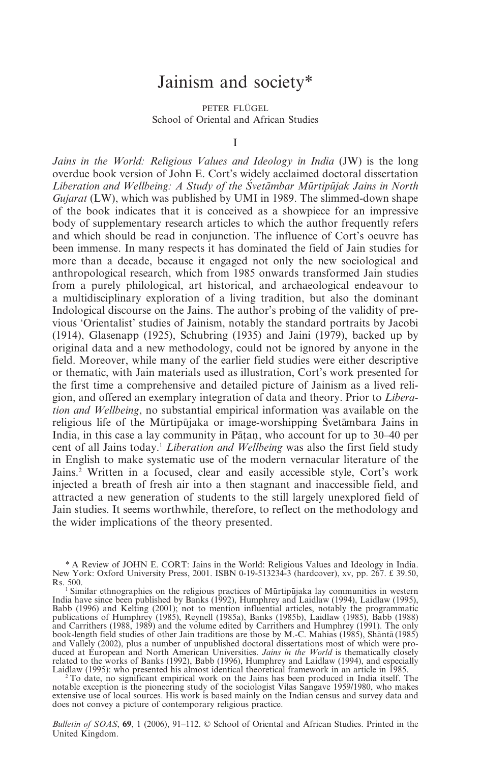# Jainism and society*

PETER FLÜGEL
School of Oriental and African Studies

## I

*Jains in the World: Religious Values and Ideology in India* (JW) is the long overdue book version of John E. Cort's widely acclaimed doctoral dissertation *Liberation and Wellbeing: A Study of the Śvetāmbar Mūrtipūjak Jains in North Gujarat* (LW), which was published by UMI in 1989. The slimmed-down shape of the book indicates that it is conceived as a showpiece for an impressive body of supplementary research articles to which the author frequently refers and which should be read in conjunction. The influence of Cort's oeuvre has been immense. In many respects it has dominated the field of Jain studies for more than a decade, because it engaged not only the new sociological and anthropological research, which from 1985 onwards transformed Jain studies from a purely philological, art historical, and archaeological endeavour to a multidisciplinary exploration of a living tradition, but also the dominant Indological discourse on the Jains. The author's probing of the validity of previous 'Orientalist' studies of Jainism, notably the standard portraits by Jacobi (1914), Glasenapp (1925), Schubring (1935) and Jaini (1979), backed up by original data and a new methodology, could not be ignored by anyone in the field. Moreover, while many of the earlier field studies were either descriptive or thematic, with Jain materials used as illustration, Cort's work presented for the first time a comprehensive and detailed picture of Jainism as a lived religion, and offered an exemplary integration of data and theory. Prior to *Liberation and Wellbeing*, no substantial empirical information was available on the religious life of the Mūrtipūjaka or image-worshipping Śvetāmbara Jains in India, in this case a lay community in Pāṭaṇ, who account for up to 30–40 per cent of all Jains today.[1] *Liberation and Wellbeing* was also the first field study in English to make systematic use of the modern vernacular literature of the Jains.[2] Written in a focused, clear and easily accessible style, Cort's work injected a breath of fresh air into a then stagnant and inaccessible field, and attracted a new generation of students to the still largely unexplored field of Jain studies. It seems worthwhile, therefore, to reflect on the methodology and the wider implications of the theory presented.

---

\* A Review of JOHN E. CORT: Jains in the World: Religious Values and Ideology in India. New York: Oxford University Press, 2001. ISBN 0-19-513234-3 (hardcover), xv, pp. 267. £ 39.50, Rs. 500.

[1] Similar ethnographies on the religious practices of Mūrtipūjaka lay communities in western India have since been published by Banks (1992), Humphrey and Laidlaw (1994), Laidlaw (1995), Babb (1996) and Kelting (2001); not to mention influential articles, notably the programmatic publications of Humphrey (1985), Reynell (1985a), Banks (1985b), Laidlaw (1985), Babb (1988) and Carrithers (1988, 1989) and the volume edited by Carrithers and Humphrey (1991). The only book-length field studies of other Jain traditions are those by M.-C. Mahias (1985), Shāntā (1985) and Vallely (2002), plus a number of unpublished doctoral dissertations most of which were produced at European and North American Universities. *Jains in the World* is thematically closely related to the works of Banks (1992), Babb (1996), Humphrey and Laidlaw (1994), and especially Laidlaw (1995): who presented his almost identical theoretical framework in an article in 1985.

[2] To date, no significant empirical work on the Jains has been produced in India itself. The notable exception is the pioneering study of the sociologist Vilas Sangave 1959/1980, who makes extensive use of local sources. His work is based mainly on the Indian census and survey data and does not convey a picture of contemporary religious practice.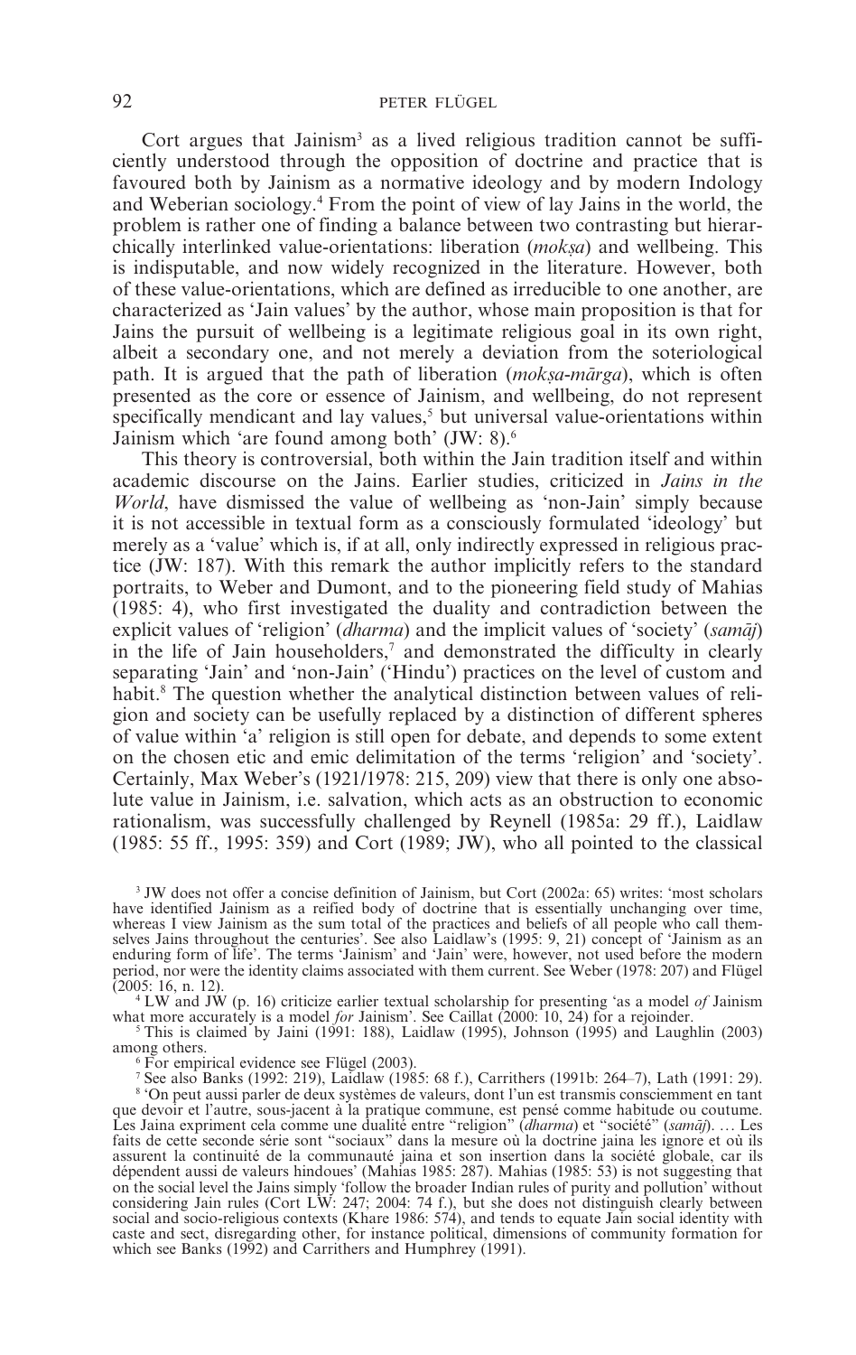Cort argues that Jainism[3] as a lived religious tradition cannot be sufficiently understood through the opposition of doctrine and practice that is favoured both by Jainism as a normative ideology and by modern Indology and Weberian sociology.[4] From the point of view of lay Jains in the world, the problem is rather one of finding a balance between two contrasting but hierarchically interlinked value-orientations: liberation (*mokṣa*) and wellbeing. This is indisputable, and now widely recognized in the literature. However, both of these value-orientations, which are defined as irreducible to one another, are characterized as 'Jain values' by the author, whose main proposition is that for Jains the pursuit of wellbeing is a legitimate religious goal in its own right, albeit a secondary one, and not merely a deviation from the soteriological path. It is argued that the path of liberation (*mokṣa-mārga*), which is often presented as the core or essence of Jainism, and wellbeing, do not represent specifically mendicant and lay values,[5] but universal value-orientations within Jainism which 'are found among both' (JW: 8).[6]

This theory is controversial, both within the Jain tradition itself and within academic discourse on the Jains. Earlier studies, criticized in *Jains in the World*, have dismissed the value of wellbeing as 'non-Jain' simply because it is not accessible in textual form as a consciously formulated 'ideology' but merely as a 'value' which is, if at all, only indirectly expressed in religious practice (JW: 187). With this remark the author implicitly refers to the standard portraits, to Weber and Dumont, and to the pioneering field study of Mahias (1985: 4), who first investigated the duality and contradiction between the explicit values of 'religion' (*dharma*) and the implicit values of 'society' (*samāj*) in the life of Jain householders,[7] and demonstrated the difficulty in clearly separating 'Jain' and 'non-Jain' ('Hindu') practices on the level of custom and habit.[8] The question whether the analytical distinction between values of religion and society can be usefully replaced by a distinction of different spheres of value within 'a' religion is still open for debate, and depends to some extent on the chosen etic and emic delimitation of the terms 'religion' and 'society'. Certainly, Max Weber's (1921/1978: 215, 209) view that there is only one absolute value in Jainism, i.e. salvation, which acts as an obstruction to economic rationalism, was successfully challenged by Reynell (1985a: 29 ff.), Laidlaw (1985: 55 ff., 1995: 359) and Cort (1989; JW), who all pointed to the classical

[3] JW does not offer a concise definition of Jainism, but Cort (2002a: 65) writes: 'most scholars have identified Jainism as a reified body of doctrine that is essentially unchanging over time, whereas I view Jainism as the sum total of the practices and beliefs of all people who call themselves Jains throughout the centuries'. See also Laidlaw's (1995: 9, 21) concept of 'Jainism as an enduring form of life'. The terms 'Jainism' and 'Jain' were, however, not used before the modern period, nor were the identity claims associated with them current. See Weber (1978: 207) and Flügel (2005: 16, n. 12).

[4] LW and JW (p. 16) criticize earlier textual scholarship for presenting 'as a model *of* Jainism what more accurately is a model *for* Jainism'. See Caillat (2000: 10, 24) for a rejoinder.

[5] This is claimed by Jaini (1991: 188), Laidlaw (1995), Johnson (1995) and Laughlin (2003) among others.

[6] For empirical evidence see Flügel (2003).

[7] See also Banks (1992: 219), Laidlaw (1985: 68 f.), Carrithers (1991b: 264–7), Lath (1991: 29).

[8] 'On peut aussi parler de deux systèmes de valeurs, dont l'un est transmis consciemment en tant que devoir et l'autre, sous-jacent à la pratique commune, est pensé comme habitude ou coutume. Les Jaina expriment cela comme une dualité entre "religion" (*dharma*) et "société" (*samāj*). … Les faits de cette seconde série sont "sociaux" dans la mesure où la doctrine jaina les ignore et où ils assurent la continuité de la communauté jaina et son insertion dans la société globale, car ils dépendent aussi de valeurs hindoues' (Mahias 1985: 287). Mahias (1985: 53) is not suggesting that on the social level the Jains simply 'follow the broader Indian rules of purity and pollution' without considering Jain rules (Cort LW: 247; 2004: 74 f.), but she does not distinguish clearly between social and socio-religious contexts (Khare 1986: 574), and tends to equate Jain social identity with caste and sect, disregarding other, for instance political, dimensions of community formation for which see Banks (1992) and Carrithers and Humphrey (1991).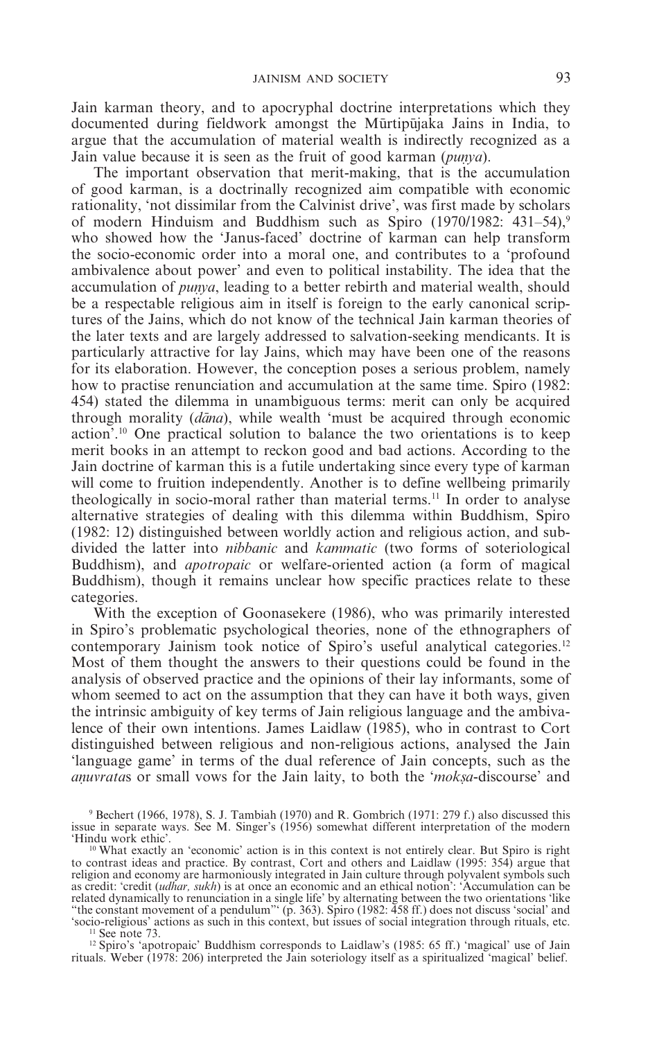Jain karman theory, and to apocryphal doctrine interpretations which they documented during fieldwork amongst the Mūrtipūjaka Jains in India, to argue that the accumulation of material wealth is indirectly recognized as a Jain value because it is seen as the fruit of good karman (*puṇya*).

The important observation that merit-making, that is the accumulation of good karman, is a doctrinally recognized aim compatible with economic rationality, 'not dissimilar from the Calvinist drive', was first made by scholars of modern Hinduism and Buddhism such as Spiro (1970/1982: 431–54),[9] who showed how the 'Janus-faced' doctrine of karman can help transform the socio-economic order into a moral one, and contributes to a 'profound ambivalence about power' and even to political instability. The idea that the accumulation of *puṇya*, leading to a better rebirth and material wealth, should be a respectable religious aim in itself is foreign to the early canonical scriptures of the Jains, which do not know of the technical Jain karman theories of the later texts and are largely addressed to salvation-seeking mendicants. It is particularly attractive for lay Jains, which may have been one of the reasons for its elaboration. However, the conception poses a serious problem, namely how to practise renunciation and accumulation at the same time. Spiro (1982: 454) stated the dilemma in unambiguous terms: merit can only be acquired through morality (*dāna*), while wealth 'must be acquired through economic action'.[10] One practical solution to balance the two orientations is to keep merit books in an attempt to reckon good and bad actions. According to the Jain doctrine of karman this is a futile undertaking since every type of karman will come to fruition independently. Another is to define wellbeing primarily theologically in socio-moral rather than material terms.[11] In order to analyse alternative strategies of dealing with this dilemma within Buddhism, Spiro (1982: 12) distinguished between worldly action and religious action, and subdivided the latter into *nibbanic* and *kammatic* (two forms of soteriological Buddhism), and *apotropaic* or welfare-oriented action (a form of magical Buddhism), though it remains unclear how specific practices relate to these categories.

With the exception of Goonasekere (1986), who was primarily interested in Spiro's problematic psychological theories, none of the ethnographers of contemporary Jainism took notice of Spiro's useful analytical categories.[12] Most of them thought the answers to their questions could be found in the analysis of observed practice and the opinions of their lay informants, some of whom seemed to act on the assumption that they can have it both ways, given the intrinsic ambiguity of key terms of Jain religious language and the ambivalence of their own intentions. James Laidlaw (1985), who in contrast to Cort distinguished between religious and non-religious actions, analysed the Jain 'language game' in terms of the dual reference of Jain concepts, such as the *aṇuvrata*s or small vows for the Jain laity, to both the '*mokṣa*-discourse' and

[9] Bechert (1966, 1978), S. J. Tambiah (1970) and R. Gombrich (1971: 279 f.) also discussed this issue in separate ways. See M. Singer's (1956) somewhat different interpretation of the modern 'Hindu work ethic'.

[10] What exactly an 'economic' action is in this context is not entirely clear. But Spiro is right to contrast ideas and practice. By contrast, Cort and others and Laidlaw (1995: 354) argue that religion and economy are harmoniously integrated in Jain culture through polyvalent symbols such as credit: 'credit (*udhar, sukh*) is at once an economic and an ethical notion': 'Accumulation can be related dynamically to renunciation in a single life' by alternating between the two orientations 'like "the constant movement of a pendulum"' (p. 363). Spiro (1982: 458 ff.) does not discuss 'social' and 'socio-religious' actions as such in this context, but issues of social integration through rituals, etc.

[11] See note 73.

[12] Spiro's 'apotropaic' Buddhism corresponds to Laidlaw's (1985: 65 ff.) 'magical' use of Jain rituals. Weber (1978: 206) interpreted the Jain soteriology itself as a spiritualized 'magical' belief.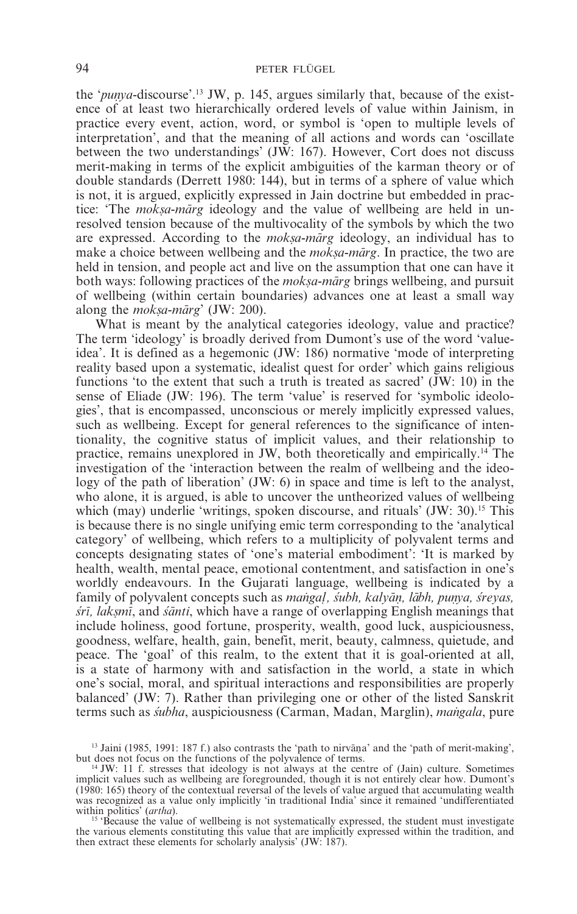the '*puṇya*-discourse'.[13] JW, p. 145, argues similarly that, because of the existence of at least two hierarchically ordered levels of value within Jainism, in practice every event, action, word, or symbol is 'open to multiple levels of interpretation', and that the meaning of all actions and words can 'oscillate between the two understandings' (JW: 167). However, Cort does not discuss merit-making in terms of the explicit ambiguities of the karman theory or of double standards (Derrett 1980: 144), but in terms of a sphere of value which is not, it is argued, explicitly expressed in Jain doctrine but embedded in practice: 'The *mokṣa-mārg* ideology and the value of wellbeing are held in unresolved tension because of the multivocality of the symbols by which the two are expressed. According to the *mokṣa-mārg* ideology, an individual has to make a choice between wellbeing and the *mokṣa-mārg*. In practice, the two are held in tension, and people act and live on the assumption that one can have it both ways: following practices of the *mokṣa-mārg* brings wellbeing, and pursuit of wellbeing (within certain boundaries) advances one at least a small way along the *mokṣa-mārg*' (JW: 200).

What is meant by the analytical categories ideology, value and practice? The term 'ideology' is broadly derived from Dumont's use of the word 'value-idea'. It is defined as a hegemonic (JW: 186) normative 'mode of interpreting reality based upon a systematic, idealist quest for order' which gains religious functions 'to the extent that such a truth is treated as sacred' (JW: 10) in the sense of Eliade (JW: 196). The term 'value' is reserved for 'symbolic ideologies', that is encompassed, unconscious or merely implicitly expressed values, such as wellbeing. Except for general references to the significance of intentionality, the cognitive status of implicit values, and their relationship to practice, remains unexplored in JW, both theoretically and empirically.[14] The investigation of the 'interaction between the realm of wellbeing and the ideology of the path of liberation' (JW: 6) in space and time is left to the analyst, who alone, it is argued, is able to uncover the untheorized values of wellbeing which (may) underlie 'writings, spoken discourse, and rituals' (JW: 30).[15] This is because there is no single unifying emic term corresponding to the 'analytical category' of wellbeing, which refers to a multiplicity of polyvalent terms and concepts designating states of 'one's material embodiment': 'It is marked by health, wealth, mental peace, emotional contentment, and satisfaction in one's worldly endeavours. In the Gujarati language, wellbeing is indicated by a family of polyvalent concepts such as *maṅgaḷ, śubh, kalyāṇ, lābh, puṇya, śreyas, śrī, lakṣmī*, and *śānti*, which have a range of overlapping English meanings that include holiness, good fortune, prosperity, wealth, good luck, auspiciousness, goodness, welfare, health, gain, benefit, merit, beauty, calmness, quietude, and peace. The 'goal' of this realm, to the extent that it is goal-oriented at all, is a state of harmony with and satisfaction in the world, a state in which one's social, moral, and spiritual interactions and responsibilities are properly balanced' (JW: 7). Rather than privileging one or other of the listed Sanskrit terms such as *śubha*, auspiciousness (Carman, Madan, Marglin), *maṅgala*, pure

[13] Jaini (1985, 1991: 187 f.) also contrasts the 'path to nirvāṇa' and the 'path of merit-making', but does not focus on the functions of the polyvalence of terms.

[14] JW: 11 f. stresses that ideology is not always at the centre of (Jain) culture. Sometimes implicit values such as wellbeing are foregrounded, though it is not entirely clear how. Dumont's (1980: 165) theory of the contextual reversal of the levels of value argued that accumulating wealth was recognized as a value only implicitly 'in traditional India' since it remained 'undifferentiated within politics' (*artha*).

[15] 'Because the value of wellbeing is not systematically expressed, the student must investigate the various elements constituting this value that are implicitly expressed within the tradition, and then extract these elements for scholarly analysis' (JW: 187).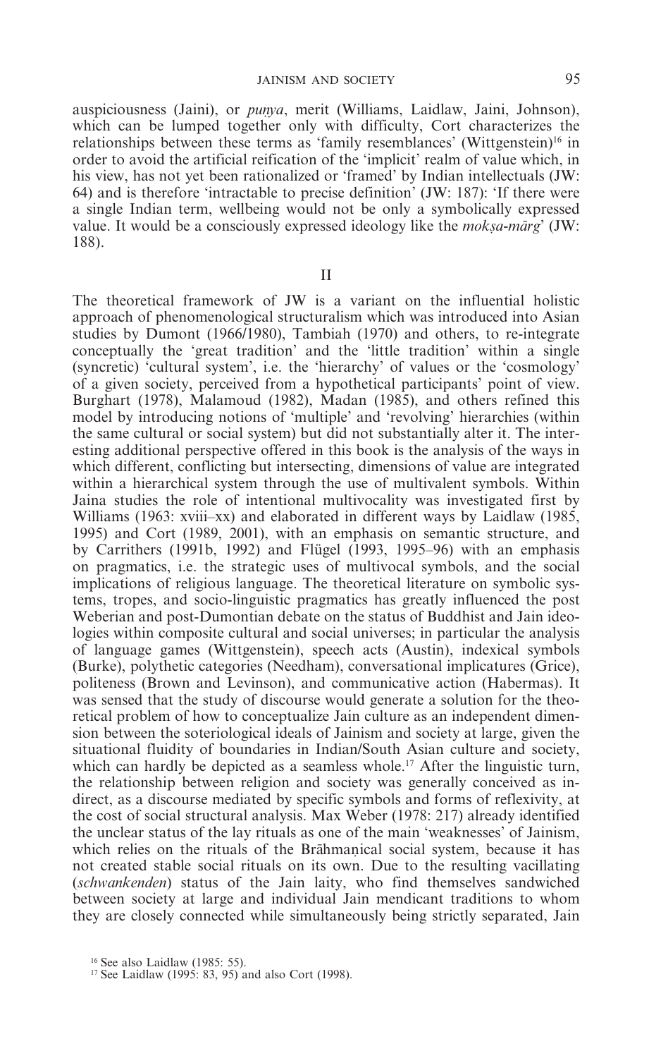auspiciousness (Jaini), or *puṇya*, merit (Williams, Laidlaw, Jaini, Johnson), which can be lumped together only with difficulty, Cort characterizes the relationships between these terms as 'family resemblances' (Wittgenstein)[16] in order to avoid the artificial reification of the 'implicit' realm of value which, in his view, has not yet been rationalized or 'framed' by Indian intellectuals (JW: 64) and is therefore 'intractable to precise definition' (JW: 187): 'If there were a single Indian term, wellbeing would not be only a symbolically expressed value. It would be a consciously expressed ideology like the *mokṣa-mārg*' (JW: 188).

## II

The theoretical framework of JW is a variant on the influential holistic approach of phenomenological structuralism which was introduced into Asian studies by Dumont (1966/1980), Tambiah (1970) and others, to re-integrate conceptually the 'great tradition' and the 'little tradition' within a single (syncretic) 'cultural system', i.e. the 'hierarchy' of values or the 'cosmology' of a given society, perceived from a hypothetical participants' point of view. Burghart (1978), Malamoud (1982), Madan (1985), and others refined this model by introducing notions of 'multiple' and 'revolving' hierarchies (within the same cultural or social system) but did not substantially alter it. The interesting additional perspective offered in this book is the analysis of the ways in which different, conflicting but intersecting, dimensions of value are integrated within a hierarchical system through the use of multivalent symbols. Within Jaina studies the role of intentional multivocality was investigated first by Williams (1963: xviii–xx) and elaborated in different ways by Laidlaw (1985, 1995) and Cort (1989, 2001), with an emphasis on semantic structure, and by Carrithers (1991b, 1992) and Flügel (1993, 1995–96) with an emphasis on pragmatics, i.e. the strategic uses of multivocal symbols, and the social implications of religious language. The theoretical literature on symbolic systems, tropes, and socio-linguistic pragmatics has greatly influenced the post Weberian and post-Dumontian debate on the status of Buddhist and Jain ideologies within composite cultural and social universes; in particular the analysis of language games (Wittgenstein), speech acts (Austin), indexical symbols (Burke), polythetic categories (Needham), conversational implicatures (Grice), politeness (Brown and Levinson), and communicative action (Habermas). It was sensed that the study of discourse would generate a solution for the theoretical problem of how to conceptualize Jain culture as an independent dimension between the soteriological ideals of Jainism and society at large, given the situational fluidity of boundaries in Indian/South Asian culture and society, which can hardly be depicted as a seamless whole.[17] After the linguistic turn, the relationship between religion and society was generally conceived as indirect, as a discourse mediated by specific symbols and forms of reflexivity, at the cost of social structural analysis. Max Weber (1978: 217) already identified the unclear status of the lay rituals as one of the main 'weaknesses' of Jainism, which relies on the rituals of the Brāhmaṇical social system, because it has not created stable social rituals on its own. Due to the resulting vacillating (*schwankenden*) status of the Jain laity, who find themselves sandwiched between society at large and individual Jain mendicant traditions to whom they are closely connected while simultaneously being strictly separated, Jain

[16] See also Laidlaw (1985: 55).

[17] See Laidlaw (1995: 83, 95) and also Cort (1998).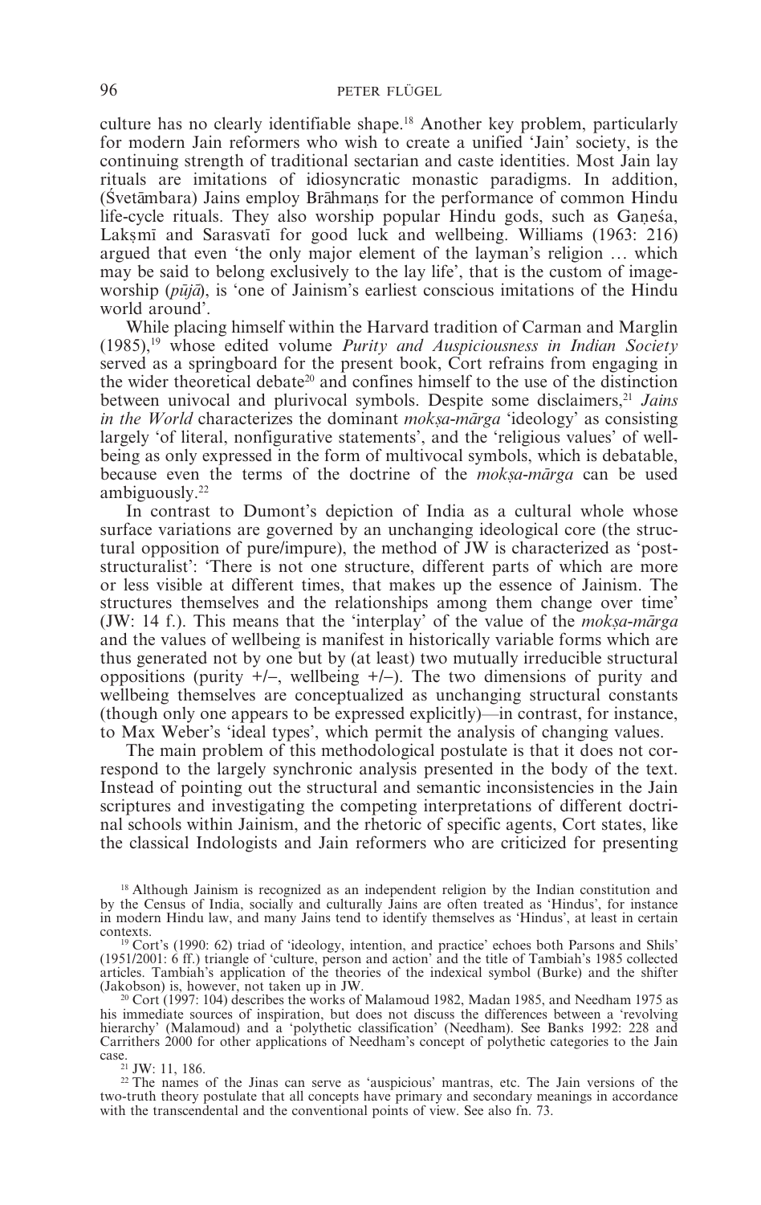culture has no clearly identifiable shape.[18] Another key problem, particularly for modern Jain reformers who wish to create a unified 'Jain' society, is the continuing strength of traditional sectarian and caste identities. Most Jain lay rituals are imitations of idiosyncratic monastic paradigms. In addition, (Śvetāmbara) Jains employ Brāhmaṇs for the performance of common Hindu life-cycle rituals. They also worship popular Hindu gods, such as Gaṇeśa, Lakṣmī and Sarasvatī for good luck and wellbeing. Williams (1963: 216) argued that even 'the only major element of the layman's religion … which may be said to belong exclusively to the lay life', that is the custom of image-worship (*pūjā*), is 'one of Jainism's earliest conscious imitations of the Hindu world around'.

While placing himself within the Harvard tradition of Carman and Marglin (1985),[19] whose edited volume *Purity and Auspiciousness in Indian Society* served as a springboard for the present book, Cort refrains from engaging in the wider theoretical debate[20] and confines himself to the use of the distinction between univocal and plurivocal symbols. Despite some disclaimers,[21] *Jains in the World* characterizes the dominant *mokṣa-mārga* 'ideology' as consisting largely 'of literal, nonfigurative statements', and the 'religious values' of wellbeing as only expressed in the form of multivocal symbols, which is debatable, because even the terms of the doctrine of the *mokṣa-mārga* can be used ambiguously.[22]

In contrast to Dumont's depiction of India as a cultural whole whose surface variations are governed by an unchanging ideological core (the structural opposition of pure/impure), the method of JW is characterized as 'post-structuralist': 'There is not one structure, different parts of which are more or less visible at different times, that makes up the essence of Jainism. The structures themselves and the relationships among them change over time' (JW: 14 f.). This means that the 'interplay' of the value of the *mokṣa-mārga* and the values of wellbeing is manifest in historically variable forms which are thus generated not by one but by (at least) two mutually irreducible structural oppositions (purity +/–, wellbeing +/–). The two dimensions of purity and wellbeing themselves are conceptualized as unchanging structural constants (though only one appears to be expressed explicitly)—in contrast, for instance, to Max Weber's 'ideal types', which permit the analysis of changing values.

The main problem of this methodological postulate is that it does not correspond to the largely synchronic analysis presented in the body of the text. Instead of pointing out the structural and semantic inconsistencies in the Jain scriptures and investigating the competing interpretations of different doctrinal schools within Jainism, and the rhetoric of specific agents, Cort states, like the classical Indologists and Jain reformers who are criticized for presenting

---

[18] Although Jainism is recognized as an independent religion by the Indian constitution and by the Census of India, socially and culturally Jains are often treated as 'Hindus', for instance in modern Hindu law, and many Jains tend to identify themselves as 'Hindus', at least in certain contexts.

[19] Cort's (1990: 62) triad of 'ideology, intention, and practice' echoes both Parsons and Shils' (1951/2001: 6 ff.) triangle of 'culture, person and action' and the title of Tambiah's 1985 collected articles. Tambiah's application of the theories of the indexical symbol (Burke) and the shifter (Jakobson) is, however, not taken up in JW.

[20] Cort (1997: 104) describes the works of Malamoud 1982, Madan 1985, and Needham 1975 as his immediate sources of inspiration, but does not discuss the differences between a 'revolving hierarchy' (Malamoud) and a 'polythetic classification' (Needham). See Banks 1992: 228 and Carrithers 2000 for other applications of Needham's concept of polythetic categories to the Jain case.

[21] JW: 11, 186.

[22] The names of the Jinas can serve as 'auspicious' mantras, etc. The Jain versions of the two-truth theory postulate that all concepts have primary and secondary meanings in accordance with the transcendental and the conventional points of view. See also fn. 73.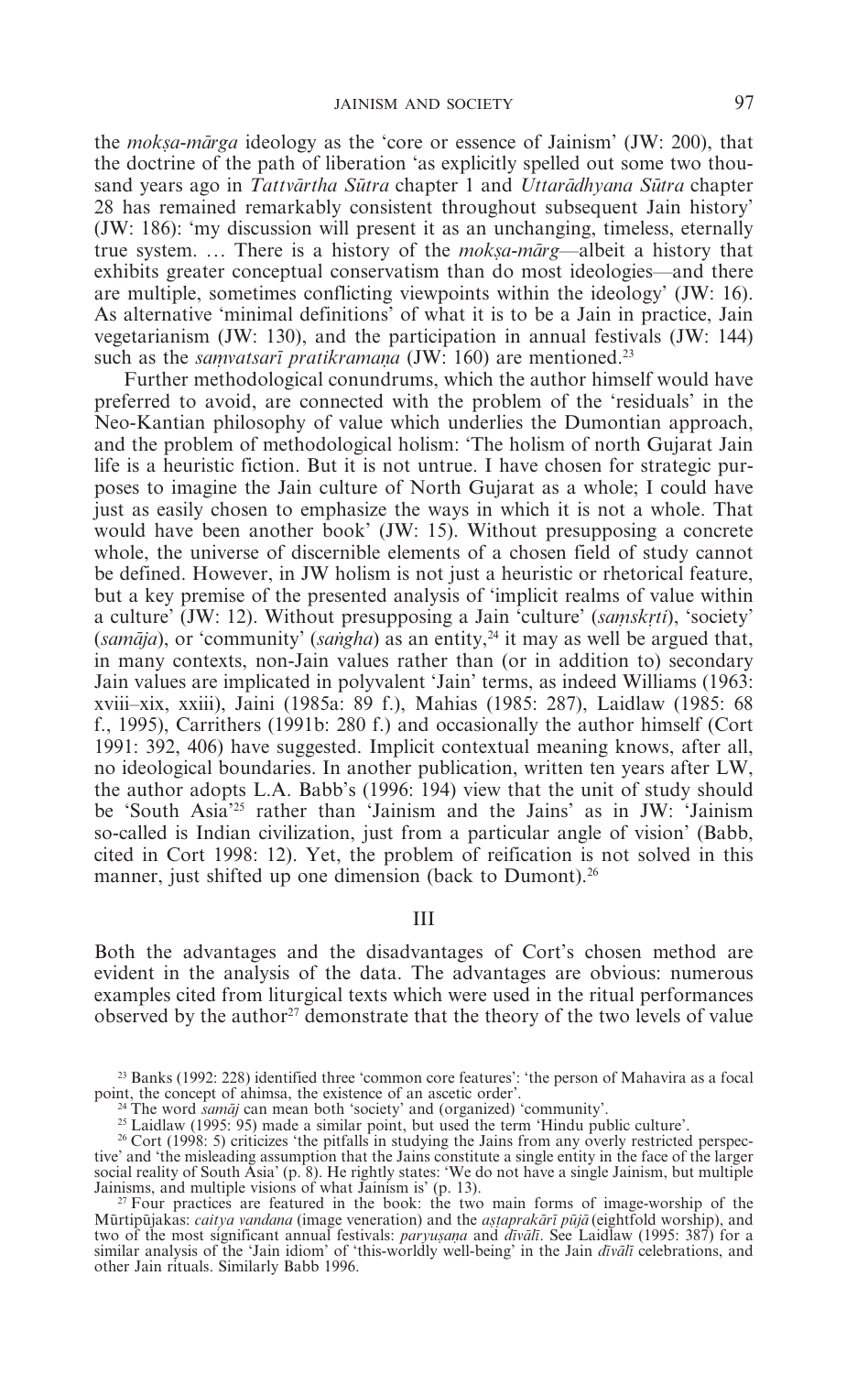the *mokṣa-mārga* ideology as the 'core or essence of Jainism' (JW: 200), that the doctrine of the path of liberation 'as explicitly spelled out some two thousand years ago in *Tattvārtha Sūtra* chapter 1 and *Uttarādhyana Sūtra* chapter 28 has remained remarkably consistent throughout subsequent Jain history' (JW: 186): 'my discussion will present it as an unchanging, timeless, eternally true system. … There is a history of the *mokṣa-mārg*—albeit a history that exhibits greater conceptual conservatism than do most ideologies—and there are multiple, sometimes conflicting viewpoints within the ideology' (JW: 16). As alternative 'minimal definitions' of what it is to be a Jain in practice, Jain vegetarianism (JW: 130), and the participation in annual festivals (JW: 144) such as the *saṃvatsarī pratikramaṇa* (JW: 160) are mentioned.[23]

Further methodological conundrums, which the author himself would have preferred to avoid, are connected with the problem of the 'residuals' in the Neo-Kantian philosophy of value which underlies the Dumontian approach, and the problem of methodological holism: 'The holism of north Gujarat Jain life is a heuristic fiction. But it is not untrue. I have chosen for strategic purposes to imagine the Jain culture of North Gujarat as a whole; I could have just as easily chosen to emphasize the ways in which it is not a whole. That would have been another book' (JW: 15). Without presupposing a concrete whole, the universe of discernible elements of a chosen field of study cannot be defined. However, in JW holism is not just a heuristic or rhetorical feature, but a key premise of the presented analysis of 'implicit realms of value within a culture' (JW: 12). Without presupposing a Jain 'culture' (*saṃskṛti*), 'society' (*samāja*), or 'community' (*saṅgha*) as an entity,[24] it may as well be argued that, in many contexts, non-Jain values rather than (or in addition to) secondary Jain values are implicated in polyvalent 'Jain' terms, as indeed Williams (1963: xviii–xix, xxiii), Jaini (1985a: 89 f.), Mahias (1985: 287), Laidlaw (1985: 68 f., 1995), Carrithers (1991b: 280 f.) and occasionally the author himself (Cort 1991: 392, 406) have suggested. Implicit contextual meaning knows, after all, no ideological boundaries. In another publication, written ten years after LW, the author adopts L.A. Babb's (1996: 194) view that the unit of study should be 'South Asia'[25] rather than 'Jainism and the Jains' as in JW: 'Jainism so-called is Indian civilization, just from a particular angle of vision' (Babb, cited in Cort 1998: 12). Yet, the problem of reification is not solved in this manner, just shifted up one dimension (back to Dumont).[26]

## III

Both the advantages and the disadvantages of Cort's chosen method are evident in the analysis of the data. The advantages are obvious: numerous examples cited from liturgical texts which were used in the ritual performances observed by the author[27] demonstrate that the theory of the two levels of value

---

[23] Banks (1992: 228) identified three 'common core features': 'the person of Mahavira as a focal point, the concept of ahimsa, the existence of an ascetic order'.

[24] The word *samāj* can mean both 'society' and (organized) 'community'.

[25] Laidlaw (1995: 95) made a similar point, but used the term 'Hindu public culture'.

[26] Cort (1998: 5) criticizes 'the pitfalls in studying the Jains from any overly restricted perspective' and 'the misleading assumption that the Jains constitute a single entity in the face of the larger social reality of South Asia' (p. 8). He rightly states: 'We do not have a single Jainism, but multiple Jainisms, and multiple visions of what Jainism is' (p. 13).

[27] Four practices are featured in the book: the two main forms of image-worship of the Mūrtipūjakas: *caitya vandana* (image veneration) and the *aṣṭaprakārī pūjā* (eightfold worship), and two of the most significant annual festivals: *paryuṣaṇa* and *dīvālī*. See Laidlaw (1995: 387) for a similar analysis of the 'Jain idiom' of 'this-worldly well-being' in the Jain *dīvālī* celebrations, and other Jain rituals. Similarly Babb 1996.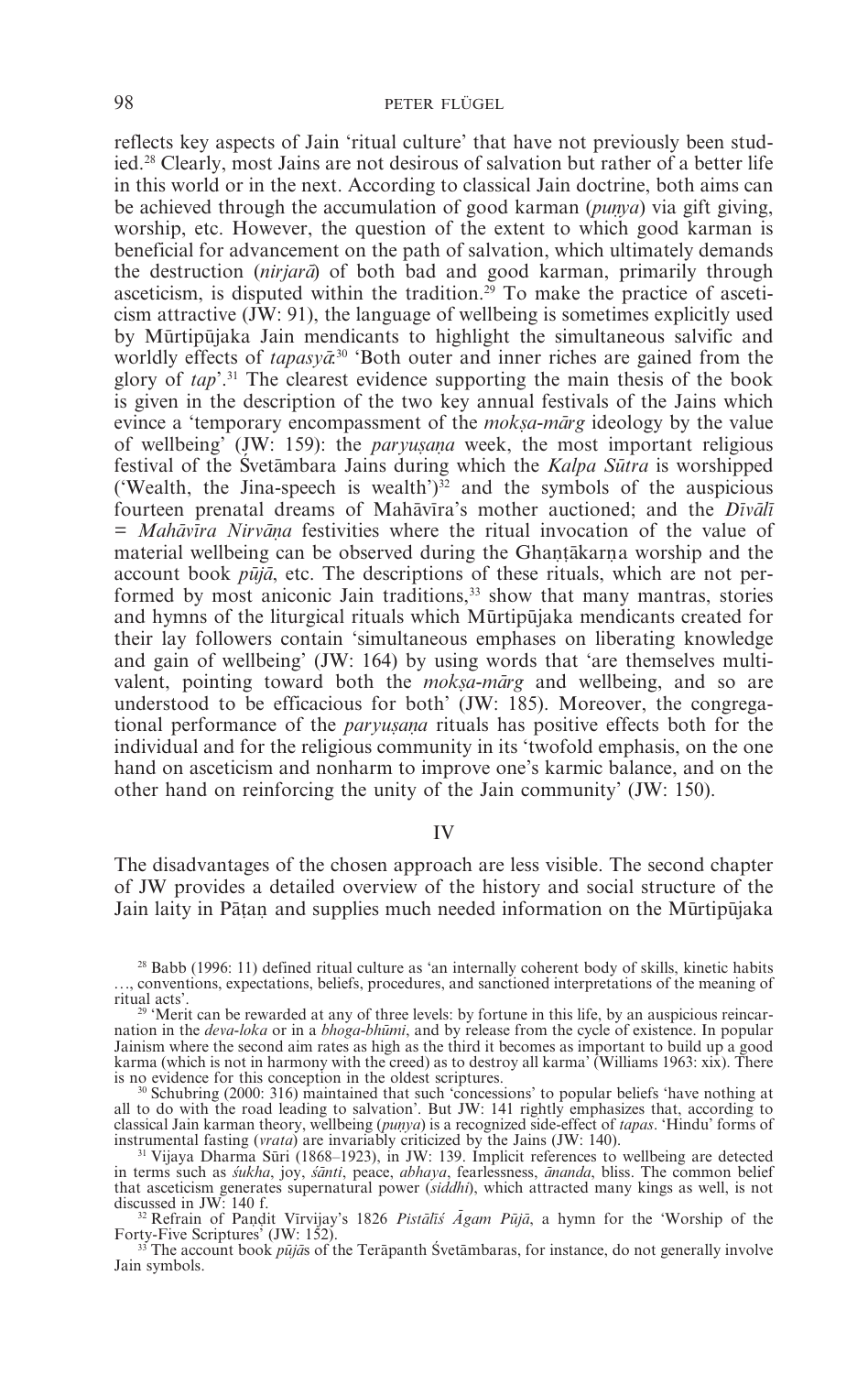reflects key aspects of Jain 'ritual culture' that have not previously been studied.[28] Clearly, most Jains are not desirous of salvation but rather of a better life in this world or in the next. According to classical Jain doctrine, both aims can be achieved through the accumulation of good karman (*puṇya*) via gift giving, worship, etc. However, the question of the extent to which good karman is beneficial for advancement on the path of salvation, which ultimately demands the destruction (*nirjarā*) of both bad and good karman, primarily through asceticism, is disputed within the tradition.[29] To make the practice of asceticism attractive (JW: 91), the language of wellbeing is sometimes explicitly used by Mūrtipūjaka Jain mendicants to highlight the simultaneous salvific and worldly effects of *tapasyā*.[30] 'Both outer and inner riches are gained from the glory of *tap*'.[31] The clearest evidence supporting the main thesis of the book is given in the description of the two key annual festivals of the Jains which evince a 'temporary encompassment of the *mokṣa-mārg* ideology by the value of wellbeing' (JW: 159): the *paryuṣaṇa* week, the most important religious festival of the Śvetāmbara Jains during which the *Kalpa Sūtra* is worshipped ('Wealth, the Jina-speech is wealth')[32] and the symbols of the auspicious fourteen prenatal dreams of Mahāvīra's mother auctioned; and the *Dīvālī = Mahāvīra Nirvāṇa* festivities where the ritual invocation of the value of material wellbeing can be observed during the Ghaṇṭākarṇa worship and the account book *pūjā*, etc. The descriptions of these rituals, which are not performed by most aniconic Jain traditions,[33] show that many mantras, stories and hymns of the liturgical rituals which Mūrtipūjaka mendicants created for their lay followers contain 'simultaneous emphases on liberating knowledge and gain of wellbeing' (JW: 164) by using words that 'are themselves multivalent, pointing toward both the *mokṣa-mārg* and wellbeing, and so are understood to be efficacious for both' (JW: 185). Moreover, the congregational performance of the *paryuṣaṇa* rituals has positive effects both for the individual and for the religious community in its 'twofold emphasis, on the one hand on asceticism and nonharm to improve one's karmic balance, and on the other hand on reinforcing the unity of the Jain community' (JW: 150).

## IV

The disadvantages of the chosen approach are less visible. The second chapter of JW provides a detailed overview of the history and social structure of the Jain laity in Pāṭaṇ and supplies much needed information on the Mūrtipūjaka

[28] Babb (1996: 11) defined ritual culture as 'an internally coherent body of skills, kinetic habits …, conventions, expectations, beliefs, procedures, and sanctioned interpretations of the meaning of ritual acts'.

[29] 'Merit can be rewarded at any of three levels: by fortune in this life, by an auspicious reincarnation in the *deva-loka* or in a *bhoga-bhūmi*, and by release from the cycle of existence. In popular Jainism where the second aim rates as high as the third it becomes as important to build up a good karma (which is not in harmony with the creed) as to destroy all karma' (Williams 1963: xix). There is no evidence for this conception in the oldest scriptures.

[30] Schubring (2000: 316) maintained that such 'concessions' to popular beliefs 'have nothing at all to do with the road leading to salvation'. But JW: 141 rightly emphasizes that, according to classical Jain karman theory, wellbeing (*puṇya*) is a recognized side-effect of *tapas*. 'Hindu' forms of instrumental fasting (*vrata*) are invariably criticized by the Jains (JW: 140).

[31] Vijaya Dharma Sūri (1868–1923), in JW: 139. Implicit references to wellbeing are detected in terms such as *śukha*, joy, *śānti*, peace, *abhaya*, fearlessness, *ānanda*, bliss. The common belief that asceticism generates supernatural power (*siddhi*), which attracted many kings as well, is not discussed in JW: 140 f.

[32] Refrain of Paṇḍit Vīrvijay's 1826 *Pistālīś Āgam Pūjā*, a hymn for the 'Worship of the Forty-Five Scriptures' (JW: 152).

[33] The account book *pūjā*s of the Terāpanth Śvetāmbaras, for instance, do not generally involve Jain symbols.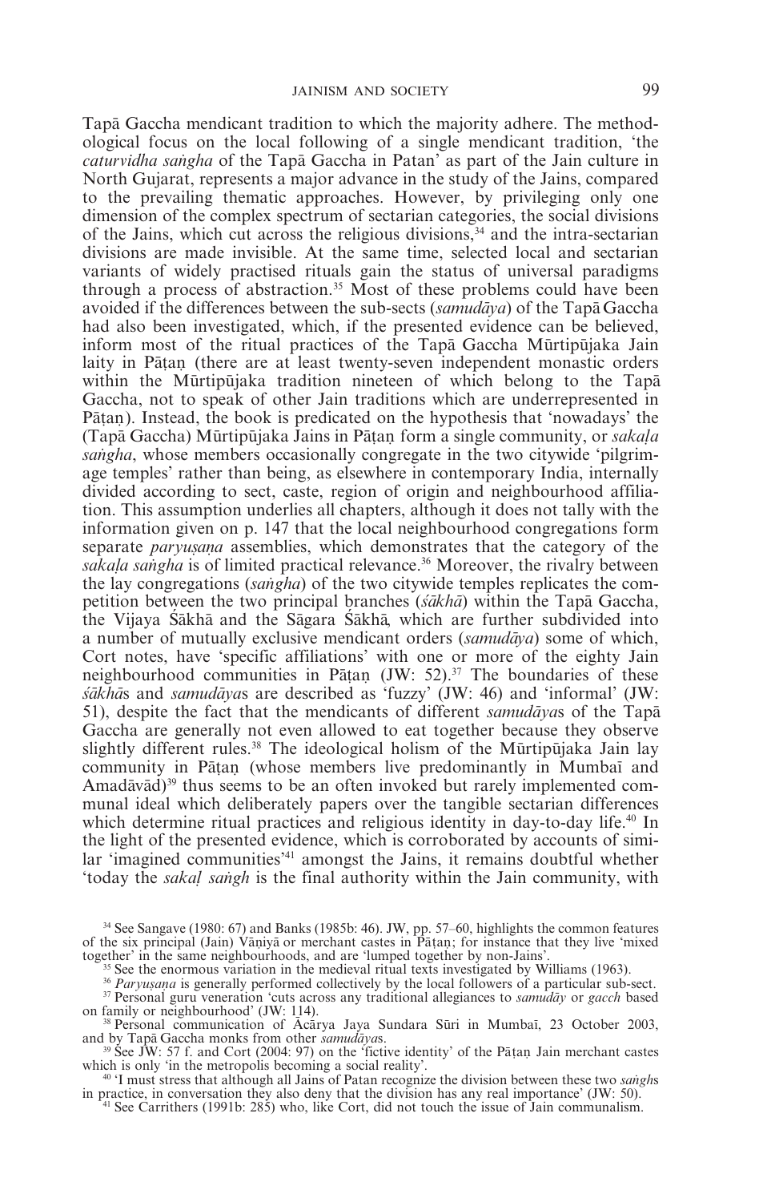Tapā Gaccha mendicant tradition to which the majority adhere. The methodological focus on the local following of a single mendicant tradition, 'the *caturvidha saṅgha* of the Tapā Gaccha in Patan' as part of the Jain culture in North Gujarat, represents a major advance in the study of the Jains, compared to the prevailing thematic approaches. However, by privileging only one dimension of the complex spectrum of sectarian categories, the social divisions of the Jains, which cut across the religious divisions,[34] and the intra-sectarian divisions are made invisible. At the same time, selected local and sectarian variants of widely practised rituals gain the status of universal paradigms through a process of abstraction.[35] Most of these problems could have been avoided if the differences between the sub-sects (*samudāya*) of the Tapā Gaccha had also been investigated, which, if the presented evidence can be believed, inform most of the ritual practices of the Tapā Gaccha Mūrtipūjaka Jain laity in Pāṭaṇ (there are at least twenty-seven independent monastic orders within the Mūrtipūjaka tradition nineteen of which belong to the Tapā Gaccha, not to speak of other Jain traditions which are underrepresented in Pāṭaṇ). Instead, the book is predicated on the hypothesis that 'nowadays' the (Tapā Gaccha) Mūrtipūjaka Jains in Pāṭaṇ form a single community, or *sakaḷa saṅgha*, whose members occasionally congregate in the two citywide 'pilgrimage temples' rather than being, as elsewhere in contemporary India, internally divided according to sect, caste, region of origin and neighbourhood affiliation. This assumption underlies all chapters, although it does not tally with the information given on p. 147 that the local neighbourhood congregations form separate *paryuṣaṇa* assemblies, which demonstrates that the category of the *sakaḷa saṅgha* is of limited practical relevance.[36] Moreover, the rivalry between the lay congregations (*saṅgha*) of the two citywide temples replicates the competition between the two principal branches (*śākhā*) within the Tapā Gaccha, the Vijaya Śākhā and the Sāgara Śākhā, which are further subdivided into a number of mutually exclusive mendicant orders (*samudāya*) some of which, Cort notes, have 'specific affiliations' with one or more of the eighty Jain neighbourhood communities in Pāṭaṇ (JW: 52).[37] The boundaries of these *śākhā*s and *samudāya*s are described as 'fuzzy' (JW: 46) and 'informal' (JW: 51), despite the fact that the mendicants of different *samudāya*s of the Tapā Gaccha are generally not even allowed to eat together because they observe slightly different rules.[38] The ideological holism of the Mūrtipūjaka Jain lay community in Pāṭaṇ (whose members live predominantly in Mumbaī and Amadāvād)[39] thus seems to be an often invoked but rarely implemented communal ideal which deliberately papers over the tangible sectarian differences which determine ritual practices and religious identity in day-to-day life.[40] In the light of the presented evidence, which is corroborated by accounts of similar 'imagined communities'[41] amongst the Jains, it remains doubtful whether 'today the *sakaḷ saṅgh* is the final authority within the Jain community, with

[34] See Sangave (1980: 67) and Banks (1985b: 46). JW, pp. 57–60, highlights the common features of the six principal (Jain) Vāṇiyā or merchant castes in Pāṭaṇ; for instance that they live 'mixed together' in the same neighbourhoods, and are 'lumped together by non-Jains'.

[35] See the enormous variation in the medieval ritual texts investigated by Williams (1963).

[36] *Paryuṣaṇa* is generally performed collectively by the local followers of a particular sub-sect.

[37] Personal guru veneration 'cuts across any traditional allegiances to *samudāy* or *gacch* based on family or neighbourhood' (JW: 114).

[38] Personal communication of Ācārya Jaya Sundara Sūri in Mumbaī, 23 October 2003, and by Tapā Gaccha monks from other *samudāya*s.

[39] See JW: 57 f. and Cort (2004: 97) on the 'fictive identity' of the Pāṭaṇ Jain merchant castes which is only 'in the metropolis becoming a social reality'.

[40] 'I must stress that although all Jains of Patan recognize the division between these two *saṅgh*s in practice, in conversation they also deny that the division has any real importance' (JW: 50).

[41] See Carrithers (1991b: 285) who, like Cort, did not touch the issue of Jain communalism.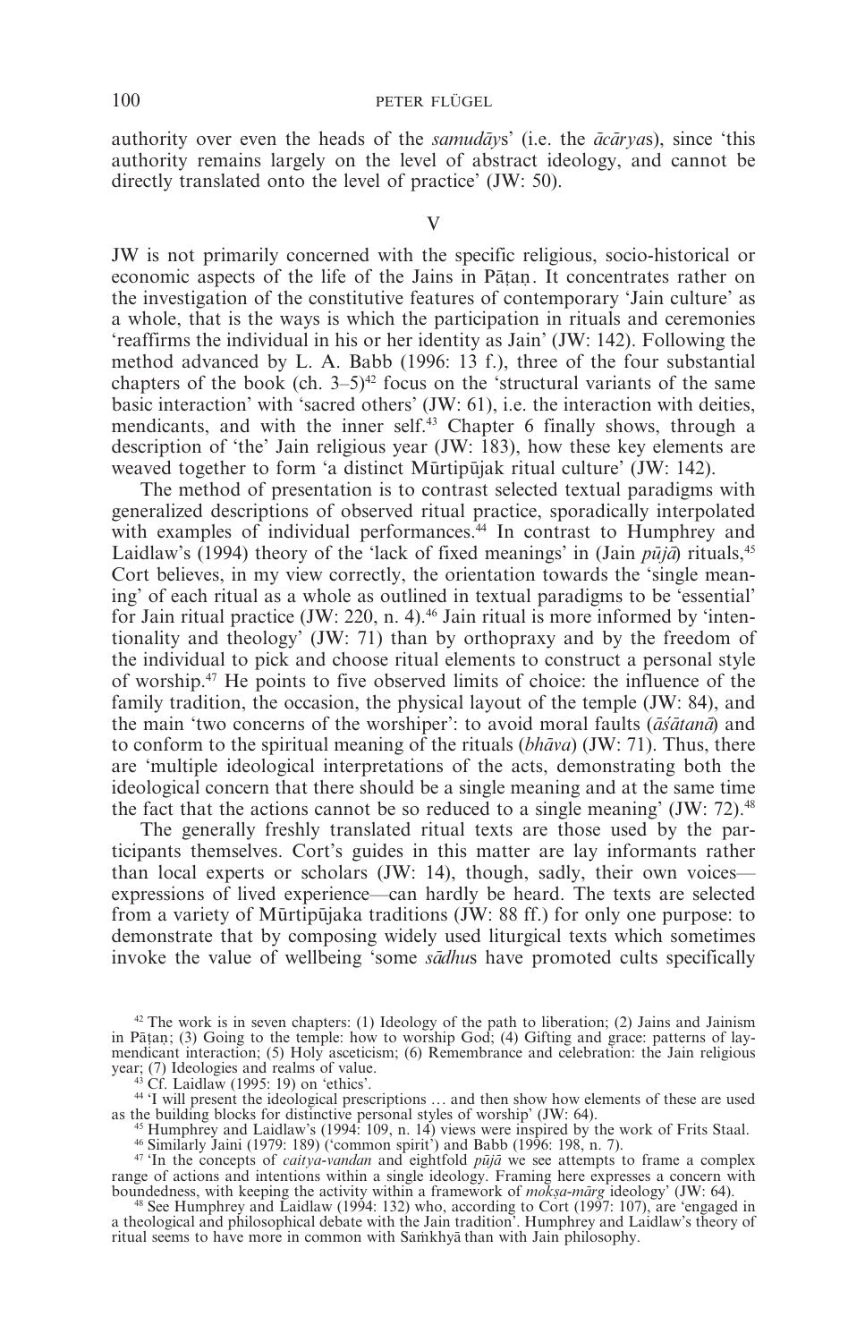authority over even the heads of the *samudāy*s' (i.e. the *ācārya*s), since 'this authority remains largely on the level of abstract ideology, and cannot be directly translated onto the level of practice' (JW: 50).

## V

JW is not primarily concerned with the specific religious, socio-historical or economic aspects of the life of the Jains in Pāṭaṇ. It concentrates rather on the investigation of the constitutive features of contemporary 'Jain culture' as a whole, that is the ways is which the participation in rituals and ceremonies 'reaffirms the individual in his or her identity as Jain' (JW: 142). Following the method advanced by L. A. Babb (1996: 13 f.), three of the four substantial chapters of the book (ch. 3–5)[42] focus on the 'structural variants of the same basic interaction' with 'sacred others' (JW: 61), i.e. the interaction with deities, mendicants, and with the inner self.[43] Chapter 6 finally shows, through a description of 'the' Jain religious year (JW: 183), how these key elements are weaved together to form 'a distinct Mūrtipūjak ritual culture' (JW: 142).

The method of presentation is to contrast selected textual paradigms with generalized descriptions of observed ritual practice, sporadically interpolated with examples of individual performances.[44] In contrast to Humphrey and Laidlaw's (1994) theory of the 'lack of fixed meanings' in (Jain *pūjā*) rituals,[45] Cort believes, in my view correctly, the orientation towards the 'single meaning' of each ritual as a whole as outlined in textual paradigms to be 'essential' for Jain ritual practice (JW: 220, n. 4).[46] Jain ritual is more informed by 'intentionality and theology' (JW: 71) than by orthopraxy and by the freedom of the individual to pick and choose ritual elements to construct a personal style of worship.[47] He points to five observed limits of choice: the influence of the family tradition, the occasion, the physical layout of the temple (JW: 84), and the main 'two concerns of the worshiper': to avoid moral faults (*āśātanā*) and to conform to the spiritual meaning of the rituals (*bhāva*) (JW: 71). Thus, there are 'multiple ideological interpretations of the acts, demonstrating both the ideological concern that there should be a single meaning and at the same time the fact that the actions cannot be so reduced to a single meaning' (JW: 72).[48]

The generally freshly translated ritual texts are those used by the participants themselves. Cort's guides in this matter are lay informants rather than local experts or scholars (JW: 14), though, sadly, their own voices—expressions of lived experience—can hardly be heard. The texts are selected from a variety of Mūrtipūjaka traditions (JW: 88 ff.) for only one purpose: to demonstrate that by composing widely used liturgical texts which sometimes invoke the value of wellbeing 'some *sādhu*s have promoted cults specifically

[42] The work is in seven chapters: (1) Ideology of the path to liberation; (2) Jains and Jainism in Pāṭaṇ; (3) Going to the temple: how to worship God; (4) Gifting and grace: patterns of lay-mendicant interaction; (5) Holy asceticism; (6) Remembrance and celebration: the Jain religious year; (7) Ideologies and realms of value.

[43] Cf. Laidlaw (1995: 19) on 'ethics'.

[44] 'I will present the ideological prescriptions … and then show how elements of these are used as the building blocks for distinctive personal styles of worship' (JW: 64).

[45] Humphrey and Laidlaw's (1994: 109, n. 14) views were inspired by the work of Frits Staal.

[46] Similarly Jaini (1979: 189) ('common spirit') and Babb (1996: 198, n. 7).

[47] 'In the concepts of *caitya-vandan* and eightfold *pūjā* we see attempts to frame a complex range of actions and intentions within a single ideology. Framing here expresses a concern with boundedness, with keeping the activity within a framework of *mokṣa-mārg* ideology' (JW: 64).

[48] See Humphrey and Laidlaw (1994: 132) who, according to Cort (1997: 107), are 'engaged in a theological and philosophical debate with the Jain tradition'. Humphrey and Laidlaw's theory of ritual seems to have more in common with Saṁkhyā than with Jain philosophy.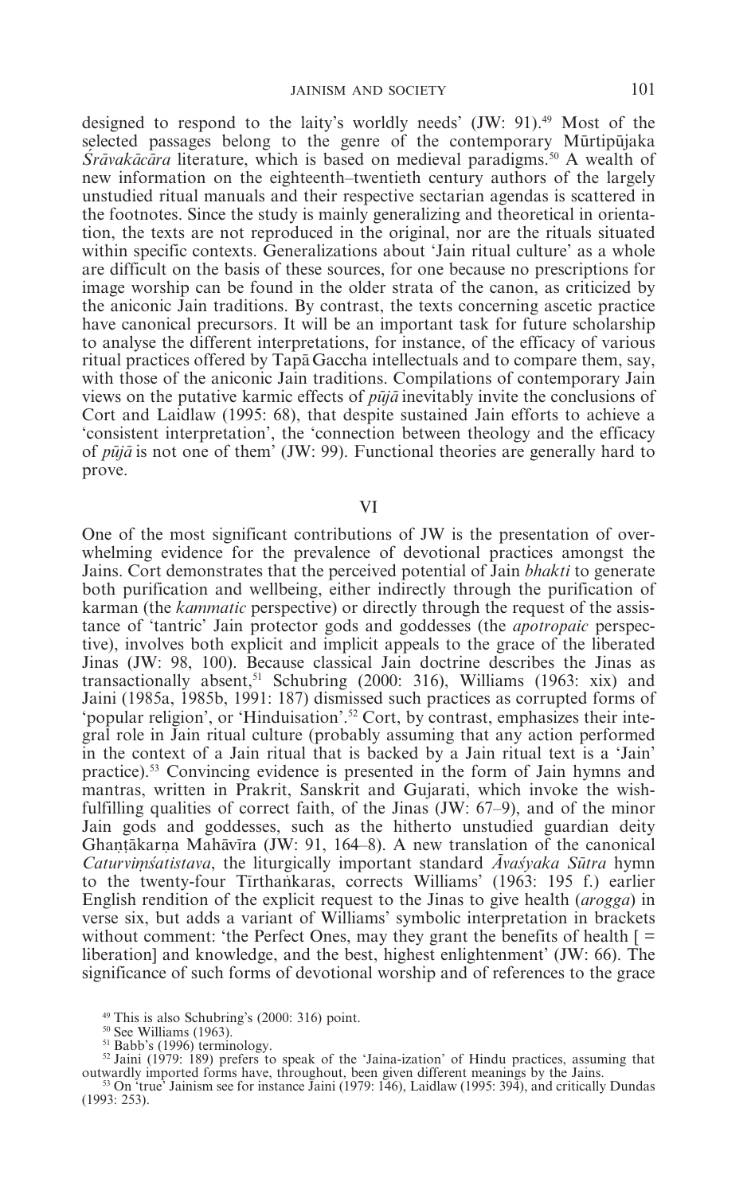designed to respond to the laity's worldly needs' (JW: 91).[49] Most of the selected passages belong to the genre of the contemporary Mūrtipūjaka *Śrāvakācāra* literature, which is based on medieval paradigms.[50] A wealth of new information on the eighteenth–twentieth century authors of the largely unstudied ritual manuals and their respective sectarian agendas is scattered in the footnotes. Since the study is mainly generalizing and theoretical in orientation, the texts are not reproduced in the original, nor are the rituals situated within specific contexts. Generalizations about 'Jain ritual culture' as a whole are difficult on the basis of these sources, for one because no prescriptions for image worship can be found in the older strata of the canon, as criticized by the aniconic Jain traditions. By contrast, the texts concerning ascetic practice have canonical precursors. It will be an important task for future scholarship to analyse the different interpretations, for instance, of the efficacy of various ritual practices offered by Tapā Gaccha intellectuals and to compare them, say, with those of the aniconic Jain traditions. Compilations of contemporary Jain views on the putative karmic effects of *pūjā* inevitably invite the conclusions of Cort and Laidlaw (1995: 68), that despite sustained Jain efforts to achieve a 'consistent interpretation', the 'connection between theology and the efficacy of *pūjā* is not one of them' (JW: 99). Functional theories are generally hard to prove.

## VI

One of the most significant contributions of JW is the presentation of overwhelming evidence for the prevalence of devotional practices amongst the Jains. Cort demonstrates that the perceived potential of Jain *bhakti* to generate both purification and wellbeing, either indirectly through the purification of karman (the *kammatic* perspective) or directly through the request of the assistance of 'tantric' Jain protector gods and goddesses (the *apotropaic* perspective), involves both explicit and implicit appeals to the grace of the liberated Jinas (JW: 98, 100). Because classical Jain doctrine describes the Jinas as transactionally absent,[51] Schubring (2000: 316), Williams (1963: xix) and Jaini (1985a, 1985b, 1991: 187) dismissed such practices as corrupted forms of 'popular religion', or 'Hinduisation'.[52] Cort, by contrast, emphasizes their integral role in Jain ritual culture (probably assuming that any action performed in the context of a Jain ritual that is backed by a Jain ritual text is a 'Jain' practice).[53] Convincing evidence is presented in the form of Jain hymns and mantras, written in Prakrit, Sanskrit and Gujarati, which invoke the wish-fulfilling qualities of correct faith, of the Jinas (JW: 67–9), and of the minor Jain gods and goddesses, such as the hitherto unstudied guardian deity Ghaṇṭākarṇa Mahāvīra (JW: 91, 164–8). A new translation of the canonical *Caturviṃśatistava*, the liturgically important standard *Āvaśyaka Sūtra* hymn to the twenty-four Tīrthaṅkaras, corrects Williams' (1963: 195 f.) earlier English rendition of the explicit request to the Jinas to give health (*arogga*) in verse six, but adds a variant of Williams' symbolic interpretation in brackets without comment: 'the Perfect Ones, may they grant the benefits of health [ = liberation] and knowledge, and the best, highest enlightenment' (JW: 66). The significance of such forms of devotional worship and of references to the grace

---

[49] This is also Schubring's (2000: 316) point.

[50] See Williams (1963).

[51] Babb's (1996) terminology.

[52] Jaini (1979: 189) prefers to speak of the 'Jaina-ization' of Hindu practices, assuming that outwardly imported forms have, throughout, been given different meanings by the Jains.

[53] On 'true' Jainism see for instance Jaini (1979: 146), Laidlaw (1995: 394), and critically Dundas (1993: 253).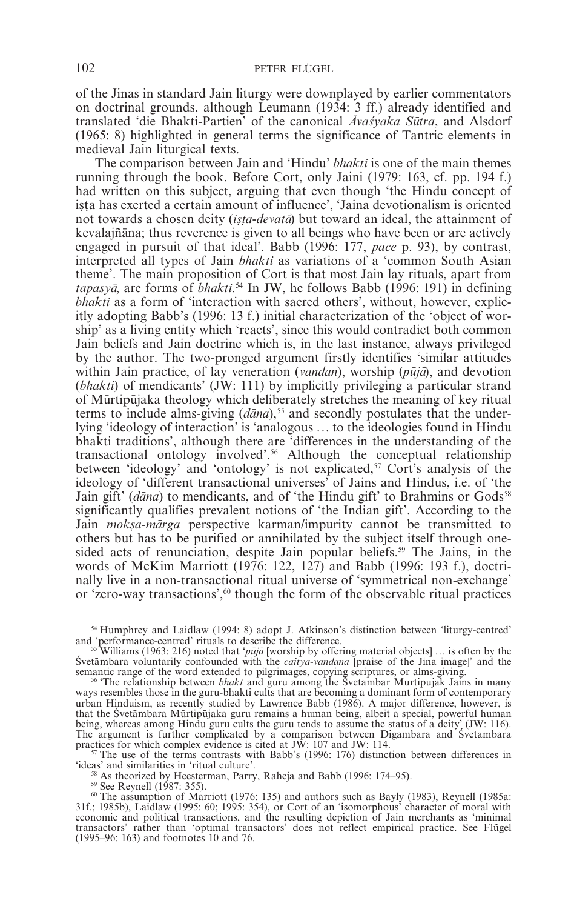of the Jinas in standard Jain liturgy were downplayed by earlier commentators on doctrinal grounds, although Leumann (1934: 3 ff.) already identified and translated 'die Bhakti-Partien' of the canonical *Āvaśyaka Sūtra*, and Alsdorf (1965: 8) highlighted in general terms the significance of Tantric elements in medieval Jain liturgical texts.

The comparison between Jain and 'Hindu' *bhakti* is one of the main themes running through the book. Before Cort, only Jaini (1979: 163, cf. pp. 194 f.) had written on this subject, arguing that even though 'the Hindu concept of iṣṭa has exerted a certain amount of influence', 'Jaina devotionalism is oriented not towards a chosen deity (*iṣṭa-devatā*) but toward an ideal, the attainment of kevalajñāna; thus reverence is given to all beings who have been or are actively engaged in pursuit of that ideal'. Babb (1996: 177, *pace* p. 93), by contrast, interpreted all types of Jain *bhakti* as variations of a 'common South Asian theme'. The main proposition of Cort is that most Jain lay rituals, apart from *tapasyā*, are forms of *bhakti*.[54] In JW, he follows Babb (1996: 191) in defining *bhakti* as a form of 'interaction with sacred others', without, however, explicitly adopting Babb's (1996: 13 f.) initial characterization of the 'object of worship' as a living entity which 'reacts', since this would contradict both common Jain beliefs and Jain doctrine which is, in the last instance, always privileged by the author. The two-pronged argument firstly identifies 'similar attitudes within Jain practice, of lay veneration (*vandan*), worship (*pūjā*), and devotion (*bhakti*) of mendicants' (JW: 111) by implicitly privileging a particular strand of Mūrtipūjaka theology which deliberately stretches the meaning of key ritual terms to include alms-giving (*dāna*),[55] and secondly postulates that the underlying 'ideology of interaction' is 'analogous … to the ideologies found in Hindu bhakti traditions', although there are 'differences in the understanding of the transactional ontology involved'.[56] Although the conceptual relationship between 'ideology' and 'ontology' is not explicated,[57] Cort's analysis of the ideology of 'different transactional universes' of Jains and Hindus, i.e. of 'the Jain gift' (*dāna*) to mendicants, and of 'the Hindu gift' to Brahmins or Gods[58] significantly qualifies prevalent notions of 'the Indian gift'. According to the Jain *mokṣa-mārga* perspective karman/impurity cannot be transmitted to others but has to be purified or annihilated by the subject itself through one-sided acts of renunciation, despite Jain popular beliefs.[59] The Jains, in the words of McKim Marriott (1976: 122, 127) and Babb (1996: 193 f.), doctrinally live in a non-transactional ritual universe of 'symmetrical non-exchange' or 'zero-way transactions',[60] though the form of the observable ritual practices

[54] Humphrey and Laidlaw (1994: 8) adopt J. Atkinson's distinction between 'liturgy-centred' and 'performance-centred' rituals to describe the difference.

[55] Williams (1963: 216) noted that '*pūjā* [worship by offering material objects] … is often by the Śvetāmbara voluntarily confounded with the *caitya-vandana* [praise of the Jina image]' and the semantic range of the word extended to pilgrimages, copying scriptures, or alms-giving.

[56] 'The relationship between *bhakt* and guru among the Śvetāmbar Mūrtipūjak Jains in many ways resembles those in the guru-bhakti cults that are becoming a dominant form of contemporary urban Hinduism, as recently studied by Lawrence Babb (1986). A major difference, however, is that the Śvetāmbara Mūrtipūjaka guru remains a human being, albeit a special, powerful human being, whereas among Hindu guru cults the guru tends to assume the status of a deity' (JW: 116). The argument is further complicated by a comparison between Digambara and Śvetāmbara practices for which complex evidence is cited at JW: 107 and JW: 114.

[57] The use of the terms contrasts with Babb's (1996: 176) distinction between differences in 'ideas' and similarities in 'ritual culture'.

[58] As theorized by Heesterman, Parry, Raheja and Babb (1996: 174–95).

[59] See Reynell (1987: 355).

[60] The assumption of Marriott (1976: 135) and authors such as Bayly (1983), Reynell (1985a: 31f.; 1985b), Laidlaw (1995: 60; 1995: 354), or Cort of an 'isomorphous' character of moral with economic and political transactions, and the resulting depiction of Jain merchants as 'minimal transactors' rather than 'optimal transactors' does not reflect empirical practice. See Flügel (1995–96: 163) and footnotes 10 and 76.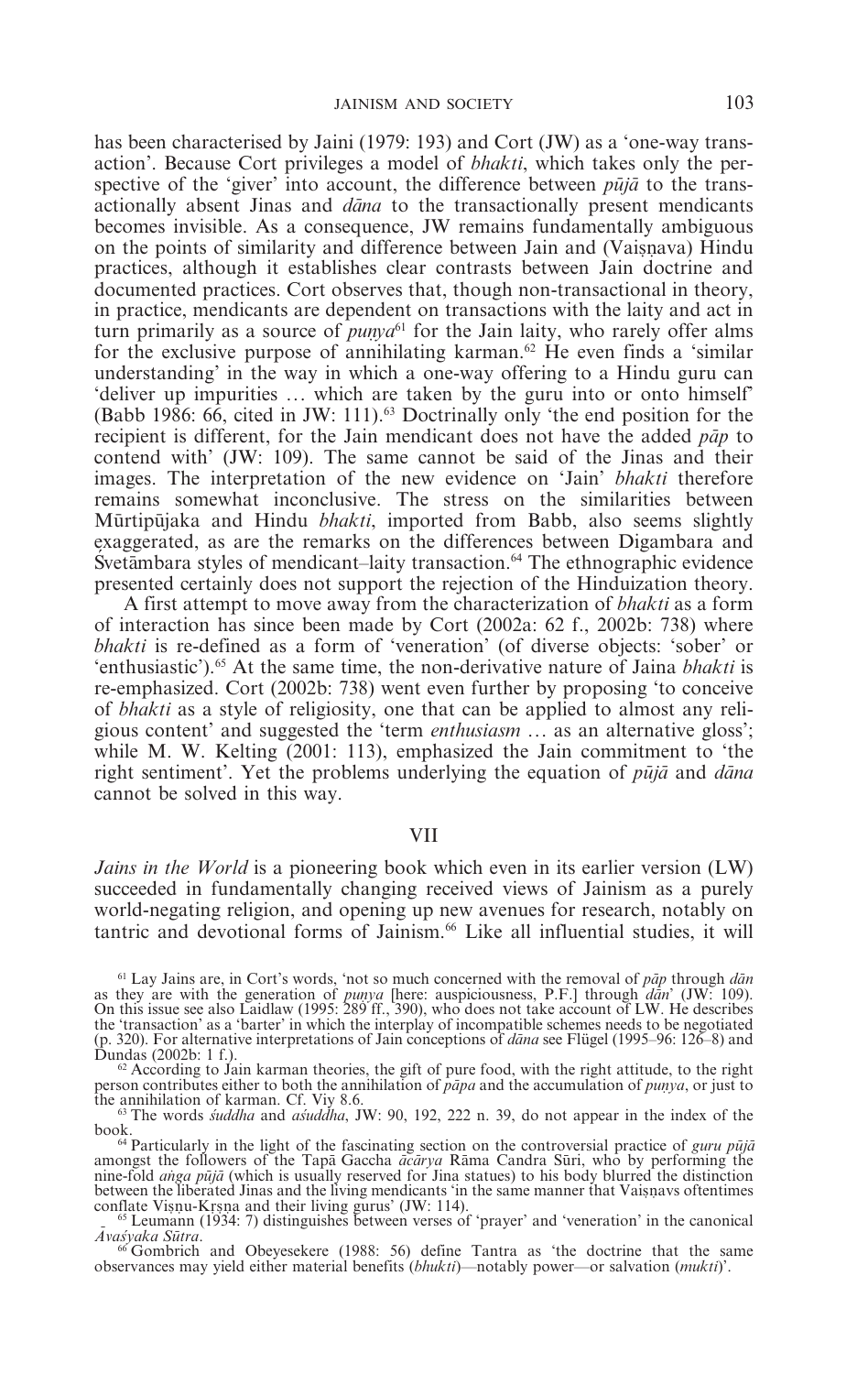has been characterised by Jaini (1979: 193) and Cort (JW) as a 'one-way transaction'. Because Cort privileges a model of *bhakti*, which takes only the perspective of the 'giver' into account, the difference between *pūjā* to the transactionally absent Jinas and *dāna* to the transactionally present mendicants becomes invisible. As a consequence, JW remains fundamentally ambiguous on the points of similarity and difference between Jain and (Vaiṣṇava) Hindu practices, although it establishes clear contrasts between Jain doctrine and documented practices. Cort observes that, though non-transactional in theory, in practice, mendicants are dependent on transactions with the laity and act in turn primarily as a source of *puṇya*[61] for the Jain laity, who rarely offer alms for the exclusive purpose of annihilating karman.[62] He even finds a 'similar understanding' in the way in which a one-way offering to a Hindu guru can 'deliver up impurities … which are taken by the guru into or onto himself' (Babb 1986: 66, cited in JW: 111).[63] Doctrinally only 'the end position for the recipient is different, for the Jain mendicant does not have the added *pāp* to contend with' (JW: 109). The same cannot be said of the Jinas and their images. The interpretation of the new evidence on 'Jain' *bhakti* therefore remains somewhat inconclusive. The stress on the similarities between Mūrtipūjaka and Hindu *bhakti*, imported from Babb, also seems slightly exaggerated, as are the remarks on the differences between Digambara and Śvetāmbara styles of mendicant–laity transaction.[64] The ethnographic evidence presented certainly does not support the rejection of the Hinduization theory.

A first attempt to move away from the characterization of *bhakti* as a form of interaction has since been made by Cort (2002a: 62 f., 2002b: 738) where *bhakti* is re-defined as a form of 'veneration' (of diverse objects: 'sober' or 'enthusiastic').[65] At the same time, the non-derivative nature of Jaina *bhakti* is re-emphasized. Cort (2002b: 738) went even further by proposing 'to conceive of *bhakti* as a style of religiosity, one that can be applied to almost any religious content' and suggested the 'term *enthusiasm* … as an alternative gloss'; while M. W. Kelting (2001: 113), emphasized the Jain commitment to 'the right sentiment'. Yet the problems underlying the equation of *pūjā* and *dāna* cannot be solved in this way.

## VII

*Jains in the World* is a pioneering book which even in its earlier version (LW) succeeded in fundamentally changing received views of Jainism as a purely world-negating religion, and opening up new avenues for research, notably on tantric and devotional forms of Jainism.[66] Like all influential studies, it will

---

[61] Lay Jains are, in Cort's words, 'not so much concerned with the removal of *pāp* through *dān* as they are with the generation of *puṇya* [here: auspiciousness, P.F.] through *dān*' (JW: 109). On this issue see also Laidlaw (1995: 289 ff., 390), who does not take account of LW. He describes the 'transaction' as a 'barter' in which the interplay of incompatible schemes needs to be negotiated (p. 320). For alternative interpretations of Jain conceptions of *dāna* see Flügel (1995–96: 126–8) and Dundas (2002b: 1 f.).

[62] According to Jain karman theories, the gift of pure food, with the right attitude, to the right person contributes either to both the annihilation of *pāpa* and the accumulation of *puṇya*, or just to the annihilation of karman. Cf. Viy 8.6.

[63] The words *śuddha* and *aśuddha*, JW: 90, 192, 222 n. 39, do not appear in the index of the book.

[64] Particularly in the light of the fascinating section on the controversial practice of *guru pūjā* amongst the followers of the Tapā Gaccha *ācārya* Rāma Candra Sūri, who by performing the nine-fold *aṅga pūjā* (which is usually reserved for Jina statues) to his body blurred the distinction between the liberated Jinas and the living mendicants 'in the same manner that Vaiṣṇavs oftentimes conflate Viṣṇu-Kṛṣṇa and their living gurus' (JW: 114).

[65] Leumann (1934: 7) distinguishes between verses of 'prayer' and 'veneration' in the canonical *Āvaśyaka Sūtra*.

[66] Gombrich and Obeyesekere (1988: 56) define Tantra as 'the doctrine that the same observances may yield either material benefits (*bhukti*)—notably power—or salvation (*mukti*)'.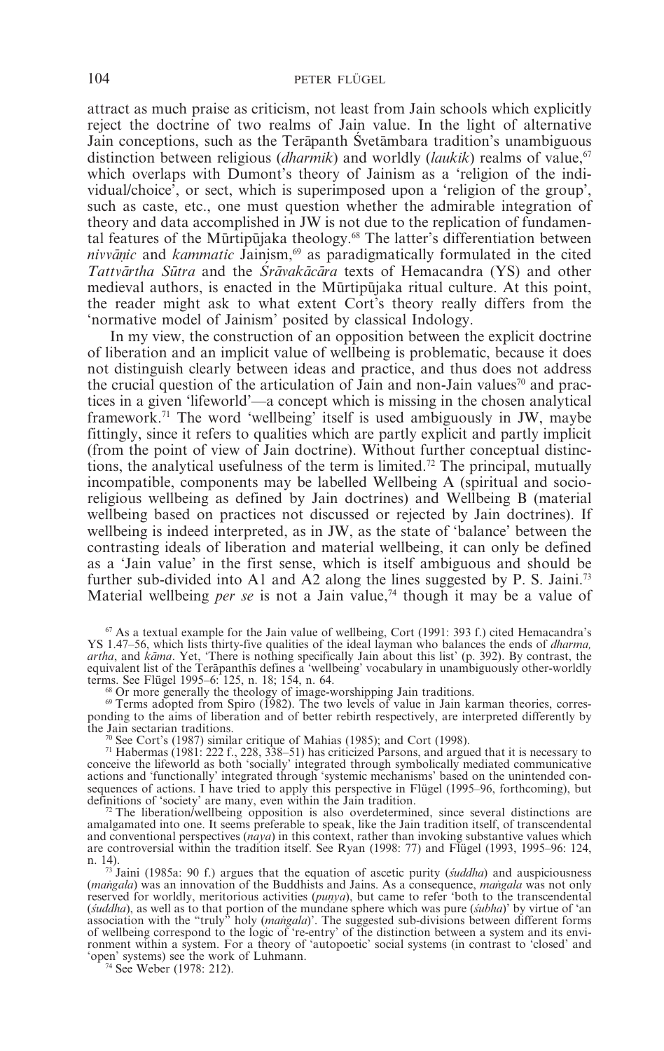attract as much praise as criticism, not least from Jain schools which explicitly reject the doctrine of two realms of Jain value. In the light of alternative Jain conceptions, such as the Terāpanth Śvetāmbara tradition's unambiguous distinction between religious (*dharmik*) and worldly (*laukik*) realms of value,[67] which overlaps with Dumont's theory of Jainism as a 'religion of the individual/choice', or sect, which is superimposed upon a 'religion of the group', such as caste, etc., one must question whether the admirable integration of theory and data accomplished in JW is not due to the replication of fundamental features of the Mūrtipūjaka theology.[68] The latter's differentiation between *nivvāṇic* and *kammatic* Jainism,[69] as paradigmatically formulated in the cited *Tattvārtha Sūtra* and the *Śrāvakācāra* texts of Hemacandra (YS) and other medieval authors, is enacted in the Mūrtipūjaka ritual culture. At this point, the reader might ask to what extent Cort's theory really differs from the 'normative model of Jainism' posited by classical Indology.

In my view, the construction of an opposition between the explicit doctrine of liberation and an implicit value of wellbeing is problematic, because it does not distinguish clearly between ideas and practice, and thus does not address the crucial question of the articulation of Jain and non-Jain values[70] and practices in a given 'lifeworld'—a concept which is missing in the chosen analytical framework.[71] The word 'wellbeing' itself is used ambiguously in JW, maybe fittingly, since it refers to qualities which are partly explicit and partly implicit (from the point of view of Jain doctrine). Without further conceptual distinctions, the analytical usefulness of the term is limited.[72] The principal, mutually incompatible, components may be labelled Wellbeing A (spiritual and socio-religious wellbeing as defined by Jain doctrines) and Wellbeing B (material wellbeing based on practices not discussed or rejected by Jain doctrines). If wellbeing is indeed interpreted, as in JW, as the state of 'balance' between the contrasting ideals of liberation and material wellbeing, it can only be defined as a 'Jain value' in the first sense, which is itself ambiguous and should be further sub-divided into A1 and A2 along the lines suggested by P. S. Jaini.[73] Material wellbeing *per se* is not a Jain value,[74] though it may be a value of

[67] As a textual example for the Jain value of wellbeing, Cort (1991: 393 f.) cited Hemacandra's YS 1.47–56, which lists thirty-five qualities of the ideal layman who balances the ends of *dharma, artha*, and *kāma*. Yet, 'There is nothing specifically Jain about this list' (p. 392). By contrast, the equivalent list of the Terāpanthīs defines a 'wellbeing' vocabulary in unambiguously other-worldly terms. See Flügel 1995–6: 125, n. 18; 154, n. 64.

[68] Or more generally the theology of image-worshipping Jain traditions.

[69] Terms adopted from Spiro (1982). The two levels of value in Jain karman theories, corresponding to the aims of liberation and of better rebirth respectively, are interpreted differently by the Jain sectarian traditions.

[70] See Cort's (1987) similar critique of Mahias (1985); and Cort (1998).

[71] Habermas (1981: 222 f., 228, 338–51) has criticized Parsons, and argued that it is necessary to conceive the lifeworld as both 'socially' integrated through symbolically mediated communicative actions and 'functionally' integrated through 'systemic mechanisms' based on the unintended consequences of actions. I have tried to apply this perspective in Flügel (1995–96, forthcoming), but definitions of 'society' are many, even within the Jain tradition.

[72] The liberation/wellbeing opposition is also overdetermined, since several distinctions are amalgamated into one. It seems preferable to speak, like the Jain tradition itself, of transcendental and conventional perspectives (*naya*) in this context, rather than invoking substantive values which are controversial within the tradition itself. See Ryan (1998: 77) and Flügel (1993, 1995–96: 124, n. 14).

[73] Jaini (1985a: 90 f.) argues that the equation of ascetic purity (*śuddha*) and auspiciousness (*maṅgala*) was an innovation of the Buddhists and Jains. As a consequence, *maṅgala* was not only reserved for worldly, meritorious activities (*puṇya*), but came to refer 'both to the transcendental (*śuddha*), as well as to that portion of the mundane sphere which was pure (*śubha*)' by virtue of 'an association with the "truly" holy (*maṅgala*)'. The suggested sub-divisions between different forms of wellbeing correspond to the logic of 're-entry' of the distinction between a system and its environment within a system. For a theory of 'autopoetic' social systems (in contrast to 'closed' and 'open' systems) see the work of Luhmann.

[74] See Weber (1978: 212).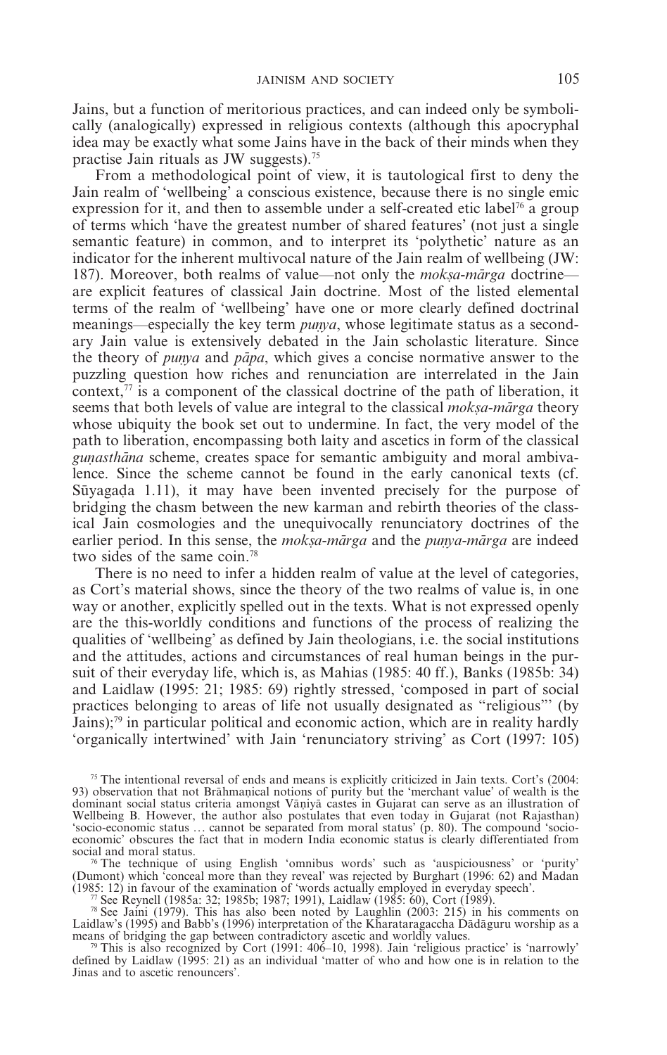Jains, but a function of meritorious practices, and can indeed only be symbolically (analogically) expressed in religious contexts (although this apocryphal idea may be exactly what some Jains have in the back of their minds when they practise Jain rituals as JW suggests).[75]

From a methodological point of view, it is tautological first to deny the Jain realm of 'wellbeing' a conscious existence, because there is no single emic expression for it, and then to assemble under a self-created etic label[76] a group of terms which 'have the greatest number of shared features' (not just a single semantic feature) in common, and to interpret its 'polythetic' nature as an indicator for the inherent multivocal nature of the Jain realm of wellbeing (JW: 187). Moreover, both realms of value—not only the *mokṣa-mārga* doctrine—are explicit features of classical Jain doctrine. Most of the listed elemental terms of the realm of 'wellbeing' have one or more clearly defined doctrinal meanings—especially the key term *puṇya*, whose legitimate status as a secondary Jain value is extensively debated in the Jain scholastic literature. Since the theory of *puṇya* and *pāpa*, which gives a concise normative answer to the puzzling question how riches and renunciation are interrelated in the Jain context,[77] is a component of the classical doctrine of the path of liberation, it seems that both levels of value are integral to the classical *mokṣa-mārga* theory whose ubiquity the book set out to undermine. In fact, the very model of the path to liberation, encompassing both laity and ascetics in form of the classical *guṇasthāna* scheme, creates space for semantic ambiguity and moral ambivalence. Since the scheme cannot be found in the early canonical texts (cf. Sūyagaḍa 1.11), it may have been invented precisely for the purpose of bridging the chasm between the new karman and rebirth theories of the classical Jain cosmologies and the unequivocally renunciatory doctrines of the earlier period. In this sense, the *mokṣa-mārga* and the *puṇya-mārga* are indeed two sides of the same coin.[78]

There is no need to infer a hidden realm of value at the level of categories, as Cort's material shows, since the theory of the two realms of value is, in one way or another, explicitly spelled out in the texts. What is not expressed openly are the this-worldly conditions and functions of the process of realizing the qualities of 'wellbeing' as defined by Jain theologians, i.e. the social institutions and the attitudes, actions and circumstances of real human beings in the pursuit of their everyday life, which is, as Mahias (1985: 40 ff.), Banks (1985b: 34) and Laidlaw (1995: 21; 1985: 69) rightly stressed, 'composed in part of social practices belonging to areas of life not usually designated as "religious"' (by Jains);[79] in particular political and economic action, which are in reality hardly 'organically intertwined' with Jain 'renunciatory striving' as Cort (1997: 105)

[75] The intentional reversal of ends and means is explicitly criticized in Jain texts. Cort's (2004: 93) observation that not Brāhmaṇical notions of purity but the 'merchant value' of wealth is the dominant social status criteria amongst Vāṇiyā castes in Gujarat can serve as an illustration of Wellbeing B. However, the author also postulates that even today in Gujarat (not Rajasthan) 'socio-economic status … cannot be separated from moral status' (p. 80). The compound 'socio-economic' obscures the fact that in modern India economic status is clearly differentiated from social and moral status.

[76] The technique of using English 'omnibus words' such as 'auspiciousness' or 'purity' (Dumont) which 'conceal more than they reveal' was rejected by Burghart (1996: 62) and Madan (1985: 12) in favour of the examination of 'words actually employed in everyday speech'.

[77] See Reynell (1985a: 32; 1985b; 1987; 1991), Laidlaw (1985: 60), Cort (1989).

[78] See Jaini (1979). This has also been noted by Laughlin (2003: 215) in his comments on Laidlaw's (1995) and Babb's (1996) interpretation of the Kharataragaccha Dādāguru worship as a means of bridging the gap between contradictory ascetic and worldly values.

[79] This is also recognized by Cort (1991: 406–10, 1998). Jain 'religious practice' is 'narrowly' defined by Laidlaw (1995: 21) as an individual 'matter of who and how one is in relation to the Jinas and to ascetic renouncers'.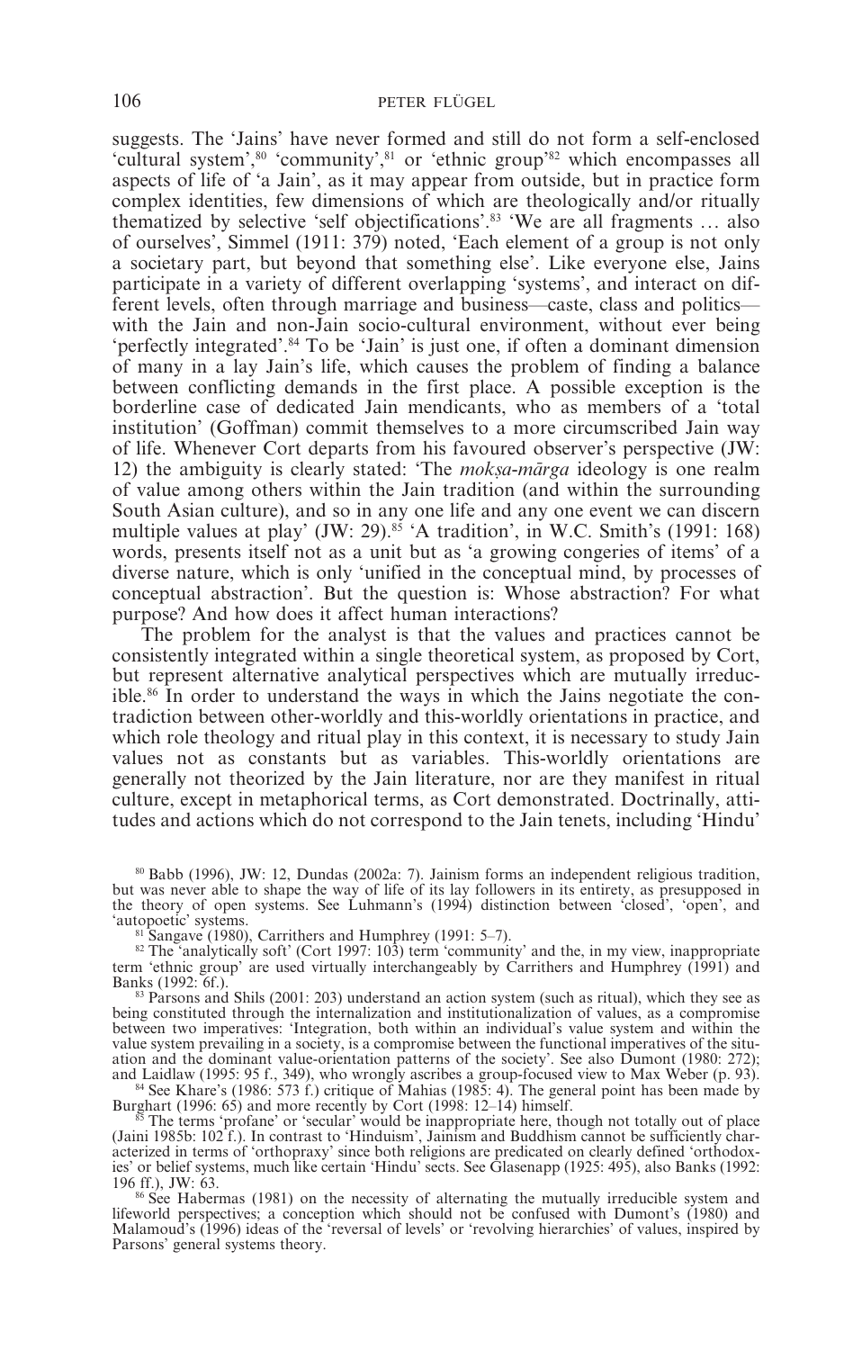suggests. The 'Jains' have never formed and still do not form a self-enclosed 'cultural system',[80] 'community',[81] or 'ethnic group'[82] which encompasses all aspects of life of 'a Jain', as it may appear from outside, but in practice form complex identities, few dimensions of which are theologically and/or ritually thematized by selective 'self objectifications'.[83] 'We are all fragments … also of ourselves', Simmel (1911: 379) noted, 'Each element of a group is not only a societary part, but beyond that something else'. Like everyone else, Jains participate in a variety of different overlapping 'systems', and interact on different levels, often through marriage and business—caste, class and politics—with the Jain and non-Jain socio-cultural environment, without ever being 'perfectly integrated'.[84] To be 'Jain' is just one, if often a dominant dimension of many in a lay Jain's life, which causes the problem of finding a balance between conflicting demands in the first place. A possible exception is the borderline case of dedicated Jain mendicants, who as members of a 'total institution' (Goffman) commit themselves to a more circumscribed Jain way of life. Whenever Cort departs from his favoured observer's perspective (JW: 12) the ambiguity is clearly stated: 'The *mokṣa-mārga* ideology is one realm of value among others within the Jain tradition (and within the surrounding South Asian culture), and so in any one life and any one event we can discern multiple values at play' (JW: 29).[85] 'A tradition', in W.C. Smith's (1991: 168) words, presents itself not as a unit but as 'a growing congeries of items' of a diverse nature, which is only 'unified in the conceptual mind, by processes of conceptual abstraction'. But the question is: Whose abstraction? For what purpose? And how does it affect human interactions?

The problem for the analyst is that the values and practices cannot be consistently integrated within a single theoretical system, as proposed by Cort, but represent alternative analytical perspectives which are mutually irreducible.[86] In order to understand the ways in which the Jains negotiate the contradiction between other-worldly and this-worldly orientations in practice, and which role theology and ritual play in this context, it is necessary to study Jain values not as constants but as variables. This-worldly orientations are generally not theorized by the Jain literature, nor are they manifest in ritual culture, except in metaphorical terms, as Cort demonstrated. Doctrinally, attitudes and actions which do not correspond to the Jain tenets, including 'Hindu'

[80] Babb (1996), JW: 12, Dundas (2002a: 7). Jainism forms an independent religious tradition, but was never able to shape the way of life of its lay followers in its entirety, as presupposed in the theory of open systems. See Luhmann's (1994) distinction between 'closed', 'open', and 'autopoetic' systems.

[81] Sangave (1980), Carrithers and Humphrey (1991: 5–7).

[82] The 'analytically soft' (Cort 1997: 103) term 'community' and the, in my view, inappropriate term 'ethnic group' are used virtually interchangeably by Carrithers and Humphrey (1991) and Banks (1992: 6f.).

[83] Parsons and Shils (2001: 203) understand an action system (such as ritual), which they see as being constituted through the internalization and institutionalization of values, as a compromise between two imperatives: 'Integration, both within an individual's value system and within the value system prevailing in a society, is a compromise between the functional imperatives of the situation and the dominant value-orientation patterns of the society'. See also Dumont (1980: 272); and Laidlaw (1995: 95 f., 349), who wrongly ascribes a group-focused view to Max Weber (p. 93).

[84] See Khare's (1986: 573 f.) critique of Mahias (1985: 4). The general point has been made by Burghart (1996: 65) and more recently by Cort (1998: 12–14) himself.

[85] The terms 'profane' or 'secular' would be inappropriate here, though not totally out of place (Jaini 1985b: 102 f.). In contrast to 'Hinduism', Jainism and Buddhism cannot be sufficiently characterized in terms of 'orthopraxy' since both religions are predicated on clearly defined 'orthodoxies' or belief systems, much like certain 'Hindu' sects. See Glasenapp (1925: 495), also Banks (1992: 196 ff.), JW: 63.

[86] See Habermas (1981) on the necessity of alternating the mutually irreducible system and lifeworld perspectives; a conception which should not be confused with Dumont's (1980) and Malamoud's (1996) ideas of the 'reversal of levels' or 'revolving hierarchies' of values, inspired by Parsons' general systems theory.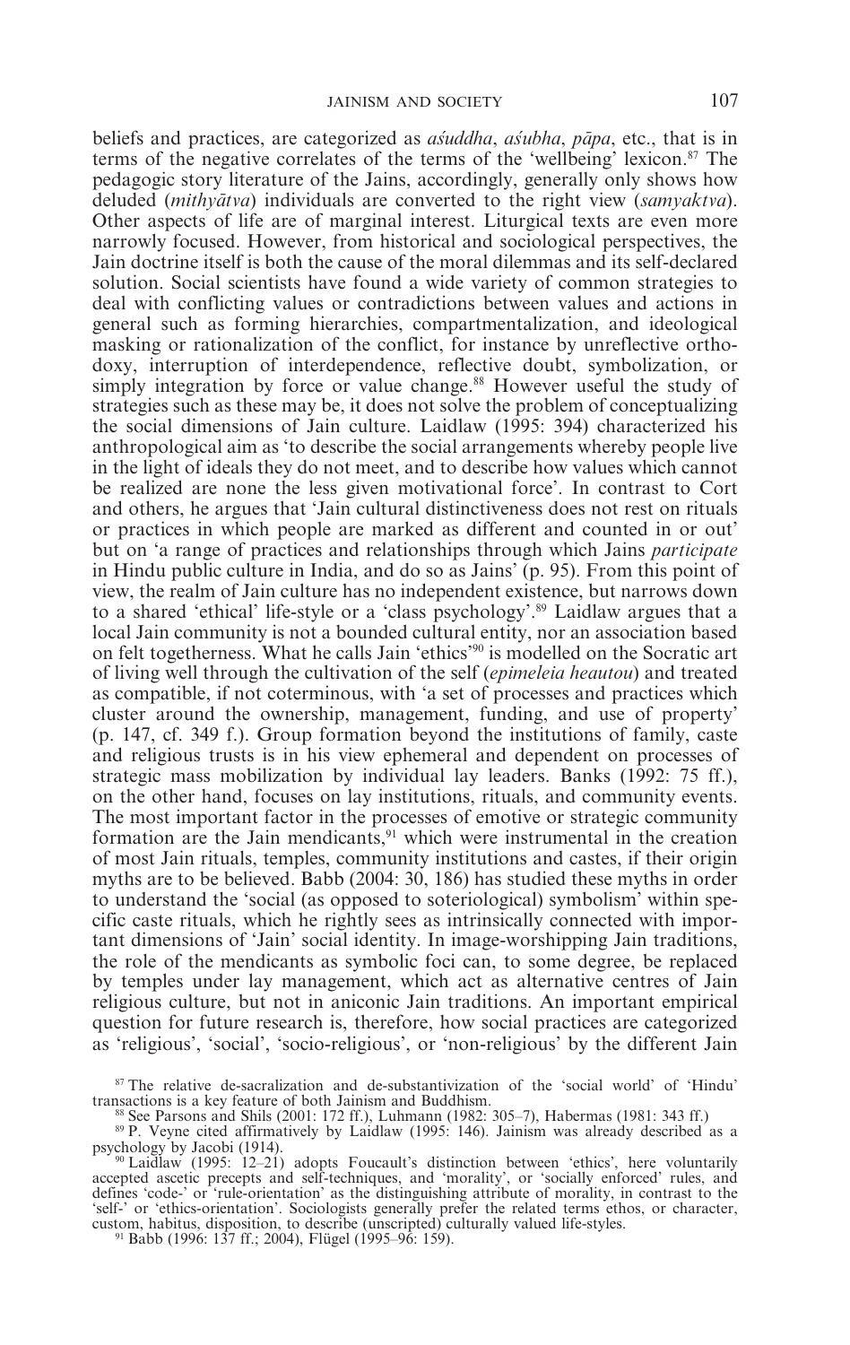beliefs and practices, are categorized as *aśuddha*, *aśubha*, *pāpa*, etc., that is in terms of the negative correlates of the terms of the 'wellbeing' lexicon.[87] The pedagogic story literature of the Jains, accordingly, generally only shows how deluded (*mithyātva*) individuals are converted to the right view (*samyaktva*). Other aspects of life are of marginal interest. Liturgical texts are even more narrowly focused. However, from historical and sociological perspectives, the Jain doctrine itself is both the cause of the moral dilemmas and its self-declared solution. Social scientists have found a wide variety of common strategies to deal with conflicting values or contradictions between values and actions in general such as forming hierarchies, compartmentalization, and ideological masking or rationalization of the conflict, for instance by unreflective orthodoxy, interruption of interdependence, reflective doubt, symbolization, or simply integration by force or value change.[88] However useful the study of strategies such as these may be, it does not solve the problem of conceptualizing the social dimensions of Jain culture. Laidlaw (1995: 394) characterized his anthropological aim as 'to describe the social arrangements whereby people live in the light of ideals they do not meet, and to describe how values which cannot be realized are none the less given motivational force'. In contrast to Cort and others, he argues that 'Jain cultural distinctiveness does not rest on rituals or practices in which people are marked as different and counted in or out' but on 'a range of practices and relationships through which Jains *participate* in Hindu public culture in India, and do so as Jains' (p. 95). From this point of view, the realm of Jain culture has no independent existence, but narrows down to a shared 'ethical' life-style or a 'class psychology'.[89] Laidlaw argues that a local Jain community is not a bounded cultural entity, nor an association based on felt togetherness. What he calls Jain 'ethics'[90] is modelled on the Socratic art of living well through the cultivation of the self (*epimeleia heautou*) and treated as compatible, if not coterminous, with 'a set of processes and practices which cluster around the ownership, management, funding, and use of property' (p. 147, cf. 349 f.). Group formation beyond the institutions of family, caste and religious trusts is in his view ephemeral and dependent on processes of strategic mass mobilization by individual lay leaders. Banks (1992: 75 ff.), on the other hand, focuses on lay institutions, rituals, and community events. The most important factor in the processes of emotive or strategic community formation are the Jain mendicants,[91] which were instrumental in the creation of most Jain rituals, temples, community institutions and castes, if their origin myths are to be believed. Babb (2004: 30, 186) has studied these myths in order to understand the 'social (as opposed to soteriological) symbolism' within specific caste rituals, which he rightly sees as intrinsically connected with important dimensions of 'Jain' social identity. In image-worshipping Jain traditions, the role of the mendicants as symbolic foci can, to some degree, be replaced by temples under lay management, which act as alternative centres of Jain religious culture, but not in aniconic Jain traditions. An important empirical question for future research is, therefore, how social practices are categorized as 'religious', 'social', 'socio-religious', or 'non-religious' by the different Jain

[87] The relative de-sacralization and de-substantivization of the 'social world' of 'Hindu' transactions is a key feature of both Jainism and Buddhism.

[88] See Parsons and Shils (2001: 172 ff.), Luhmann (1982: 305–7), Habermas (1981: 343 ff.)

[89] P. Veyne cited affirmatively by Laidlaw (1995: 146). Jainism was already described as a psychology by Jacobi (1914).

[90] Laidlaw (1995: 12–21) adopts Foucault's distinction between 'ethics', here voluntarily accepted ascetic precepts and self-techniques, and 'morality', or 'socially enforced' rules, and defines 'code-' or 'rule-orientation' as the distinguishing attribute of morality, in contrast to the 'self-' or 'ethics-orientation'. Sociologists generally prefer the related terms ethos, or character, custom, habitus, disposition, to describe (unscripted) culturally valued life-styles.

[91] Babb (1996: 137 ff.; 2004), Flügel (1995–96: 159).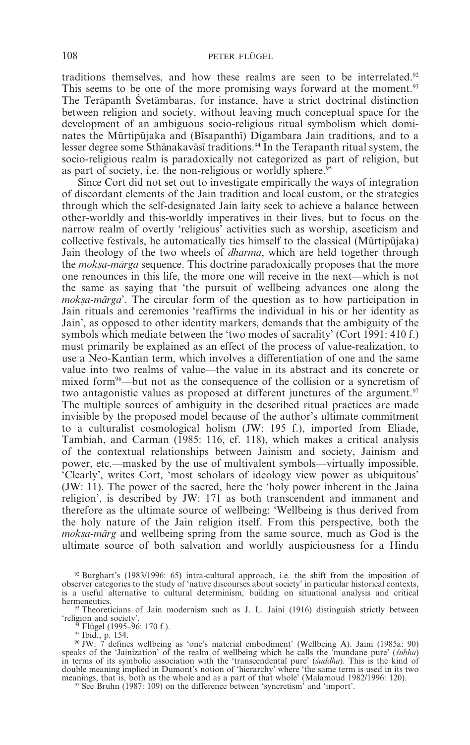traditions themselves, and how these realms are seen to be interrelated.[92] This seems to be one of the more promising ways forward at the moment.[93] The Terāpanth Śvetāmbaras, for instance, have a strict doctrinal distinction between religion and society, without leaving much conceptual space for the development of an ambiguous socio-religious ritual symbolism which dominates the Mūrtipūjaka and (Bīsapanthī) Digambara Jain traditions, and to a lesser degree some Sthānakavāsī traditions.[94] In the Terapanth ritual system, the socio-religious realm is paradoxically not categorized as part of religion, but as part of society, i.e. the non-religious or worldly sphere.[95]

Since Cort did not set out to investigate empirically the ways of integration of discordant elements of the Jain tradition and local custom, or the strategies through which the self-designated Jain laity seek to achieve a balance between other-worldly and this-worldly imperatives in their lives, but to focus on the narrow realm of overtly 'religious' activities such as worship, asceticism and collective festivals, he automatically ties himself to the classical (Mūrtipūjaka) Jain theology of the two wheels of *dharma*, which are held together through the *mokṣa-mārga* sequence. This doctrine paradoxically proposes that the more one renounces in this life, the more one will receive in the next—which is not the same as saying that 'the pursuit of wellbeing advances one along the *mokṣa-mārga*'. The circular form of the question as to how participation in Jain rituals and ceremonies 'reaffirms the individual in his or her identity as Jain', as opposed to other identity markers, demands that the ambiguity of the symbols which mediate between the 'two modes of sacrality' (Cort 1991: 410 f.) must primarily be explained as an effect of the process of value-realization, to use a Neo-Kantian term, which involves a differentiation of one and the same value into two realms of value—the value in its abstract and its concrete or mixed form[96]—but not as the consequence of the collision or a syncretism of two antagonistic values as proposed at different junctures of the argument.[97] The multiple sources of ambiguity in the described ritual practices are made invisible by the proposed model because of the author's ultimate commitment to a culturalist cosmological holism (JW: 195 f.), imported from Eliade, Tambiah, and Carman (1985: 116, cf. 118), which makes a critical analysis of the contextual relationships between Jainism and society, Jainism and power, etc.—masked by the use of multivalent symbols—virtually impossible. 'Clearly', writes Cort, 'most scholars of ideology view power as ubiquitous' (JW: 11). The power of the sacred, here the 'holy power inherent in the Jaina religion', is described by JW: 171 as both transcendent and immanent and therefore as the ultimate source of wellbeing: 'Wellbeing is thus derived from the holy nature of the Jain religion itself. From this perspective, both the *mokṣa-mārg* and wellbeing spring from the same source, much as God is the ultimate source of both salvation and worldly auspiciousness for a Hindu

[92] Burghart's (1983/1996: 65) intra-cultural approach, i.e. the shift from the imposition of observer categories to the study of 'native discourses about society' in particular historical contexts, is a useful alternative to cultural determinism, building on situational analysis and critical hermeneutics.

[93] Theoreticians of Jain modernism such as J. L. Jaini (1916) distinguish strictly between 'religion and society'.

[94] Flügel (1995–96: 170 f.).

[95] Ibid., p. 154.

[96] JW: 7 defines wellbeing as 'one's material embodiment' (Wellbeing A). Jaini (1985a: 90) speaks of the 'Jainization' of the realm of wellbeing which he calls the 'mundane pure' (*śubha*) in terms of its symbolic association with the 'transcendental pure' (*śuddha*). This is the kind of double meaning implied in Dumont's notion of 'hierarchy' where 'the same term is used in its two meanings, that is, both as the whole and as a part of that whole' (Malamoud 1982/1996: 120).

[97] See Bruhn (1987: 109) on the difference between 'syncretism' and 'import'.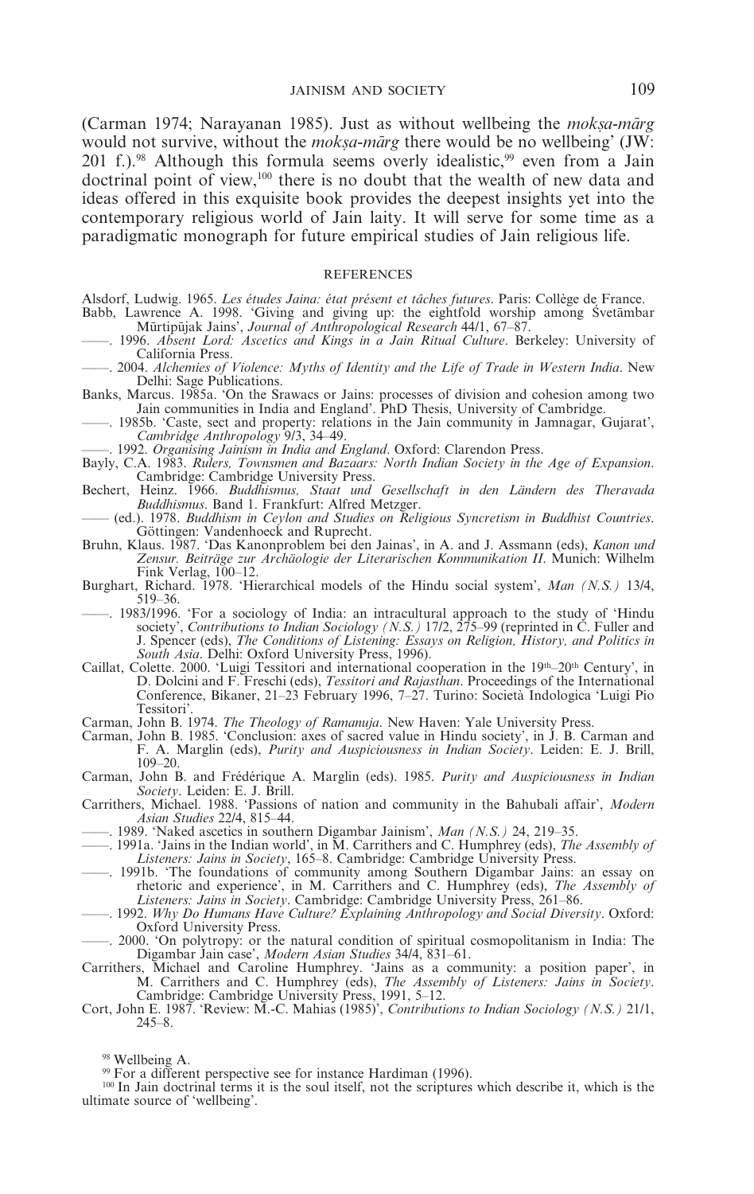(Carman 1974; Narayanan 1985). Just as without wellbeing the *mokṣa-mārg* would not survive, without the *mokṣa-mārg* there would be no wellbeing' (JW: 201 f.).[98] Although this formula seems overly idealistic,[99] even from a Jain doctrinal point of view,[100] there is no doubt that the wealth of new data and ideas offered in this exquisite book provides the deepest insights yet into the contemporary religious world of Jain laity. It will serve for some time as a paradigmatic monograph for future empirical studies of Jain religious life.

## REFERENCES

Alsdorf, Ludwig. 1965. *Les études Jaina: état présent et tâches futures*. Paris: Collège de France.

Babb, Lawrence A. 1998. 'Giving and giving up: the eightfold worship among Śvetāmbar Mūrtipūjak Jains', *Journal of Anthropological Research* 44/1, 67–87.

——. 1996. *Absent Lord: Ascetics and Kings in a Jain Ritual Culture*. Berkeley: University of California Press.

——. 2004. *Alchemies of Violence: Myths of Identity and the Life of Trade in Western India*. New Delhi: Sage Publications.

Banks, Marcus. 1985a. 'On the Srawacs or Jains: processes of division and cohesion among two Jain communities in India and England'. PhD Thesis, University of Cambridge.

——. 1985b. 'Caste, sect and property: relations in the Jain community in Jamnagar, Gujarat', *Cambridge Anthropology* 9/3, 34–49.

——. 1992. *Organising Jainism in India and England*. Oxford: Clarendon Press.

Bayly, C.A. 1983. *Rulers, Townsmen and Bazaars: North Indian Society in the Age of Expansion*. Cambridge: Cambridge University Press.

Bechert, Heinz. 1966. *Buddhismus, Staat und Gesellschaft in den Ländern des Theravada Buddhismus*. Band 1. Frankfurt: Alfred Metzger.

—— (ed.). 1978. *Buddhism in Ceylon and Studies on Religious Syncretism in Buddhist Countries*. Göttingen: Vandenhoeck und Ruprecht.

Bruhn, Klaus. 1987. 'Das Kanonproblem bei den Jainas', in A. and J. Assmann (eds), *Kanon und Zensur. Beiträge zur Archäologie der Literarischen Kommunikation II*. Munich: Wilhelm Fink Verlag, 100–12.

Burghart, Richard. 1978. 'Hierarchical models of the Hindu social system', *Man (N.S.)* 13/4, 519–36.

——. 1983/1996. 'For a sociology of India: an intracultural approach to the study of 'Hindu society', *Contributions to Indian Sociology (N.S.)* 17/2, 275–99 (reprinted in C. Fuller and J. Spencer (eds), *The Conditions of Listening: Essays on Religion, History, and Politics in South Asia*. Delhi: Oxford University Press, 1996).

Caillat, Colette. 2000. 'Luigi Tessitori and international cooperation in the 19th–20th Century', in D. Dolcini and F. Freschi (eds), *Tessitori and Rajasthan*. Proceedings of the International Conference, Bikaner, 21–23 February 1996, 7–27. Turino: Società Indologica 'Luigi Pio Tessitori'.

Carman, John B. 1974. *The Theology of Ramanuja*. New Haven: Yale University Press.

Carman, John B. 1985. 'Conclusion: axes of sacred value in Hindu society', in J. B. Carman and F. A. Marglin (eds), *Purity and Auspiciousness in Indian Society*. Leiden: E. J. Brill, 109–20.

Carman, John B. and Frédérique A. Marglin (eds). 1985. *Purity and Auspiciousness in Indian Society*. Leiden: E. J. Brill.

Carrithers, Michael. 1988. 'Passions of nation and community in the Bahubali affair', *Modern Asian Studies* 22/4, 815–44.

——. 1989. 'Naked ascetics in southern Digambar Jainism', *Man (N.S.)* 24, 219–35.

——. 1991a. 'Jains in the Indian world', in M. Carrithers and C. Humphrey (eds), *The Assembly of Listeners: Jains in Society*, 165–8. Cambridge: Cambridge University Press.

——. 1991b. 'The foundations of community among Southern Digambar Jains: an essay on rhetoric and experience', in M. Carrithers and C. Humphrey (eds), *The Assembly of Listeners: Jains in Society*. Cambridge: Cambridge University Press, 261–86.

——. 1992. *Why Do Humans Have Culture? Explaining Anthropology and Social Diversity*. Oxford: Oxford University Press.

——. 2000. 'On polytropy: or the natural condition of spiritual cosmopolitanism in India: The Digambar Jain case', *Modern Asian Studies* 34/4, 831–61.

Carrithers, Michael and Caroline Humphrey. 'Jains as a community: a position paper', in M. Carrithers and C. Humphrey (eds), *The Assembly of Listeners: Jains in Society*. Cambridge: Cambridge University Press, 1991, 5–12.

Cort, John E. 1987. 'Review: M.-C. Mahias (1985)', *Contributions to Indian Sociology (N.S.)* 21/1, 245–8.

---

[98] Wellbeing A.

[99] For a different perspective see for instance Hardiman (1996).

[100] In Jain doctrinal terms it is the soul itself, not the scriptures which describe it, which is the ultimate source of 'wellbeing'.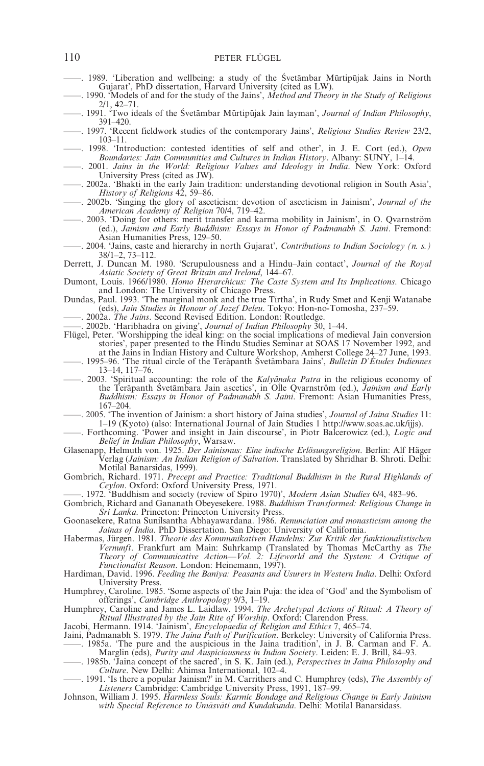——. 1989. 'Liberation and wellbeing: a study of the Śvetāmbar Mūrtipūjak Jains in North Gujarat', PhD dissertation, Harvard University (cited as LW).

——. 1990. 'Models of and for the study of the Jains', *Method and Theory in the Study of Religions* 2/1, 42–71.

——. 1991. 'Two ideals of the Śvetāmbar Mūrtipūjak Jain layman', *Journal of Indian Philosophy*, 391–420.

——. 1997. 'Recent fieldwork studies of the contemporary Jains', *Religious Studies Review* 23/2, 103–11.

——. 1998. 'Introduction: contested identities of self and other', in J. E. Cort (ed.), *Open Boundaries: Jain Communities and Cultures in Indian History*. Albany: SUNY, 1–14.

——. 2001. *Jains in the World: Religious Values and Ideology in India*. New York: Oxford University Press (cited as JW).

——. 2002a. 'Bhakti in the early Jain tradition: understanding devotional religion in South Asia', *History of Religions* 42, 59–86.

——. 2002b. 'Singing the glory of asceticism: devotion of asceticism in Jainism', *Journal of the American Academy of Religion* 70/4, 719–42.

——. 2003. 'Doing for others: merit transfer and karma mobility in Jainism', in O. Qvarnström (ed.), *Jainism and Early Buddhism: Essays in Honor of Padmanabh S. Jaini*. Fremond: Asian Humanities Press, 129–50.

——. 2004. 'Jains, caste and hierarchy in north Gujarat', *Contributions to Indian Sociology (n. s.)* 38/1–2, 73–112.

Derrett, J. Duncan M. 1980. 'Scrupulousness and a Hindu–Jain contact', *Journal of the Royal Asiatic Society of Great Britain and Ireland*, 144–67.

Dumont, Louis. 1966/1980. *Homo Hierarchicus: The Caste System and Its Implications*. Chicago and London: The University of Chicago Press.

Dundas, Paul. 1993. 'The marginal monk and the true Tīrtha', in Rudy Smet and Kenji Watanabe (eds), *Jain Studies in Honour of Jozef Deleu*. Tokyo: Hon-no-Tomosha, 237–59.

——. 2002a. *The Jains*. Second Revised Edition. London: Routledge.

——. 2002b. 'Haribhadra on giving', *Journal of Indian Philosophy* 30, 1–44.

Flügel, Peter. 'Worshipping the ideal king: on the social implications of medieval Jain conversion stories', paper presented to the Hindu Studies Seminar at SOAS 17 November 1992, and at the Jains in Indian History and Culture Workshop, Amherst College 24–27 June, 1993.

——. 1995–96. 'The ritual circle of the Terāpanth Śvetāmbara Jains', *Bulletin D'Études Indiennes* 13–14, 117–76.

——. 2003. 'Spiritual accounting: the role of the *Kalyāṇaka Patra* in the religious economy of the Terāpanth Śvetāmbara Jain ascetics', in Olle Qvarnström (ed.), *Jainism and Early Buddhism: Essays in Honor of Padmanabh S. Jaini*. Fremont: Asian Humanities Press, 167–204.

——. 2005. 'The invention of Jainism: a short history of Jaina studies', *Journal of Jaina Studies* 11: 1–19 (Kyoto) (also: International Journal of Jain Studies 1 http://www.soas.ac.uk/ijjs).

——. Forthcoming. 'Power and insight in Jain discourse', in Piotr Balcerowicz (ed.), *Logic and Belief in Indian Philosophy*, Warsaw.

Glasenapp, Helmuth von. 1925. *Der Jainismus: Eine indische Erlösungsreligion*. Berlin: Alf Häger Verlag (*Jainism: An Indian Religion of Salvation*. Translated by Shridhar B. Shroti. Delhi: Motilal Banarsidas, 1999).

Gombrich, Richard. 1971. *Precept and Practice: Traditional Buddhism in the Rural Highlands of Ceylon*. Oxford: Oxford University Press, 1971.

——. 1972. 'Buddhism and society (review of Spiro 1970)', *Modern Asian Studies* 6/4, 483–96.

Gombrich, Richard and Gananath Obeyesekere. 1988. *Buddhism Transformed: Religious Change in Sri Lanka*. Princeton: Princeton University Press.

Goonasekere, Ratna Sunilsantha Abhayawardana. 1986. *Renunciation and monasticism among the Jainas of India*. PhD Dissertation. San Diego: University of California.

Habermas, Jürgen. 1981. *Theorie des Kommunikativen Handelns: Zur Kritik der funktionalistischen Vernunft*. Frankfurt am Main: Suhrkamp (Translated by Thomas McCarthy as *The Theory of Communicative Action—Vol. 2: Lifeworld and the System: A Critique of Functionalist Reason*. London: Heinemann, 1997).

Hardiman, David. 1996. *Feeding the Baniya: Peasants and Usurers in Western India*. Delhi: Oxford University Press.

Humphrey, Caroline. 1985. 'Some aspects of the Jain Puja: the idea of 'God' and the Symbolism of offerings', *Cambridge Anthropology* 9/3, 1–19.

Humphrey, Caroline and James L. Laidlaw. 1994. *The Archetypal Actions of Ritual: A Theory of Ritual Illustrated by the Jain Rite of Worship*. Oxford: Clarendon Press.

Jacobi, Hermann. 1914. 'Jainism', *Encyclopaedia of Religion and Ethics* 7, 465–74.

Jaini, Padmanabh S. 1979. *The Jaina Path of Purification*. Berkeley: University of California Press.

——. 1985a. 'The pure and the auspicious in the Jaina tradition', in J. B. Carman and F. A. Marglin (eds), *Purity and Auspiciousness in Indian Society*. Leiden: E. J. Brill, 84–93.

——. 1985b. 'Jaina concept of the sacred', in S. K. Jain (ed.), *Perspectives in Jaina Philosophy and Culture*. New Delhi: Ahimsa International, 102–4.

——. 1991. 'Is there a popular Jainism?' in M. Carrithers and C. Humphrey (eds), *The Assembly of Listeners* Cambridge: Cambridge University Press, 1991, 187–99.

Johnson, William J. 1995. *Harmless Souls: Karmic Bondage and Religious Change in Early Jainism with Special Reference to Umāsvāti and Kundakunda*. Delhi: Motilal Banarsidass.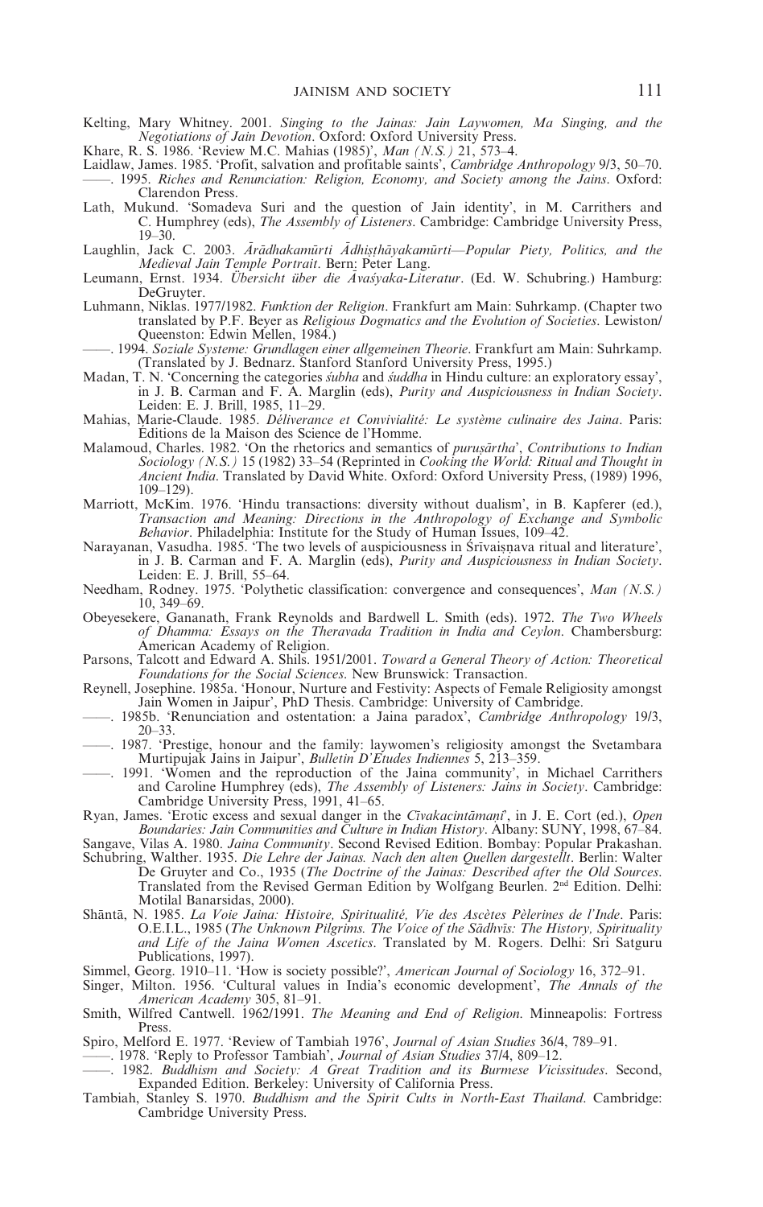Kelting, Mary Whitney. 2001. *Singing to the Jainas: Jain Laywomen, Ma Singing, and the Negotiations of Jain Devotion*. Oxford: Oxford University Press.

Khare, R. S. 1986. 'Review M.C. Mahias (1985)', *Man (N.S.)* 21, 573–4.

Laidlaw, James. 1985. 'Profit, salvation and profitable saints', *Cambridge Anthropology* 9/3, 50–70.

——. 1995. *Riches and Renunciation: Religion, Economy, and Society among the Jains*. Oxford: Clarendon Press.

Lath, Mukund. 'Somadeva Suri and the question of Jain identity', in M. Carrithers and C. Humphrey (eds), *The Assembly of Listeners*. Cambridge: Cambridge University Press, 19–30.

Laughlin, Jack C. 2003. *Ārādhakamūrti Ādhiṣṭhāyakamūrti—Popular Piety, Politics, and the Medieval Jain Temple Portrait*. Bern: Peter Lang.

Leumann, Ernst. 1934. *Übersicht über die Āvaśyaka-Literatur*. (Ed. W. Schubring.) Hamburg: DeGruyter.

Luhmann, Niklas. 1977/1982. *Funktion der Religion*. Frankfurt am Main: Suhrkamp. (Chapter two translated by P.F. Beyer as *Religious Dogmatics and the Evolution of Societies*. Lewiston/Queenston: Edwin Mellen, 1984.)

——. 1994. *Soziale Systeme: Grundlagen einer allgemeinen Theorie*. Frankfurt am Main: Suhrkamp. (Translated by J. Bednarz. Stanford Stanford University Press, 1995.)

Madan, T. N. 'Concerning the categories *śubha* and *śuddha* in Hindu culture: an exploratory essay', in J. B. Carman and F. A. Marglin (eds), *Purity and Auspiciousness in Indian Society*. Leiden: E. J. Brill, 1985, 11–29.

Mahias, Marie-Claude. 1985. *Déliverance et Convivialité: Le système culinaire des Jaina*. Paris: Éditions de la Maison des Science de l'Homme.

Malamoud, Charles. 1982. 'On the rhetorics and semantics of *puruṣārtha*', *Contributions to Indian Sociology (N.S.)* 15 (1982) 33–54 (Reprinted in *Cooking the World: Ritual and Thought in Ancient India*. Translated by David White. Oxford: Oxford University Press, (1989) 1996, 109–129).

Marriott, McKim. 1976. 'Hindu transactions: diversity without dualism', in B. Kapferer (ed.), *Transaction and Meaning: Directions in the Anthropology of Exchange and Symbolic Behavior*. Philadelphia: Institute for the Study of Human Issues, 109–42.

Narayanan, Vasudha. 1985. 'The two levels of auspiciousness in Śrīvaiṣṇava ritual and literature', in J. B. Carman and F. A. Marglin (eds), *Purity and Auspiciousness in Indian Society*. Leiden: E. J. Brill, 55–64.

Needham, Rodney. 1975. 'Polythetic classification: convergence and consequences', *Man (N.S.)* 10, 349–69.

Obeyesekere, Gananath, Frank Reynolds and Bardwell L. Smith (eds). 1972. *The Two Wheels of Dhamma: Essays on the Theravada Tradition in India and Ceylon*. Chambersburg: American Academy of Religion.

Parsons, Talcott and Edward A. Shils. 1951/2001. *Toward a General Theory of Action: Theoretical Foundations for the Social Sciences*. New Brunswick: Transaction.

Reynell, Josephine. 1985a. 'Honour, Nurture and Festivity: Aspects of Female Religiosity amongst Jain Women in Jaipur', PhD Thesis. Cambridge: University of Cambridge.

——. 1985b. 'Renunciation and ostentation: a Jaina paradox', *Cambridge Anthropology* 19/3, 20–33.

——. 1987. 'Prestige, honour and the family: laywomen's religiosity amongst the Svetambara Murtipujak Jains in Jaipur', *Bulletin D'Etudes Indiennes* 5, 213–359.

——. 1991. 'Women and the reproduction of the Jaina community', in Michael Carrithers and Caroline Humphrey (eds), *The Assembly of Listeners: Jains in Society*. Cambridge: Cambridge University Press, 1991, 41–65.

Ryan, James. 'Erotic excess and sexual danger in the *Cīvakacintāmaṇi*', in J. E. Cort (ed.), *Open Boundaries: Jain Communities and Culture in Indian History*. Albany: SUNY, 1998, 67–84.

Sangave, Vilas A. 1980. *Jaina Community*. Second Revised Edition. Bombay: Popular Prakashan.

Schubring, Walther. 1935. *Die Lehre der Jainas. Nach den alten Quellen dargestellt*. Berlin: Walter De Gruyter and Co., 1935 (*The Doctrine of the Jainas: Described after the Old Sources*. Translated from the Revised German Edition by Wolfgang Beurlen. 2nd Edition. Delhi: Motilal Banarsidas, 2000).

Shāntā, N. 1985. *La Voie Jaina: Histoire, Spiritualité, Vie des Ascètes Pèlerines de l'Inde*. Paris: O.E.I.L., 1985 (*The Unknown Pilgrims. The Voice of the Sādhvīs: The History, Spirituality and Life of the Jaina Women Ascetics*. Translated by M. Rogers. Delhi: Sri Satguru Publications, 1997).

Simmel, Georg. 1910–11. 'How is society possible?', *American Journal of Sociology* 16, 372–91.

Singer, Milton. 1956. 'Cultural values in India's economic development', *The Annals of the American Academy* 305, 81–91.

Smith, Wilfred Cantwell. 1962/1991. *The Meaning and End of Religion*. Minneapolis: Fortress Press.

Spiro, Melford E. 1977. 'Review of Tambiah 1976', *Journal of Asian Studies* 36/4, 789–91.

——. 1978. 'Reply to Professor Tambiah', *Journal of Asian Studies* 37/4, 809–12.

——. 1982. *Buddhism and Society: A Great Tradition and its Burmese Vicissitudes*. Second, Expanded Edition. Berkeley: University of California Press.

Tambiah, Stanley S. 1970. *Buddhism and the Spirit Cults in North-East Thailand*. Cambridge: Cambridge University Press.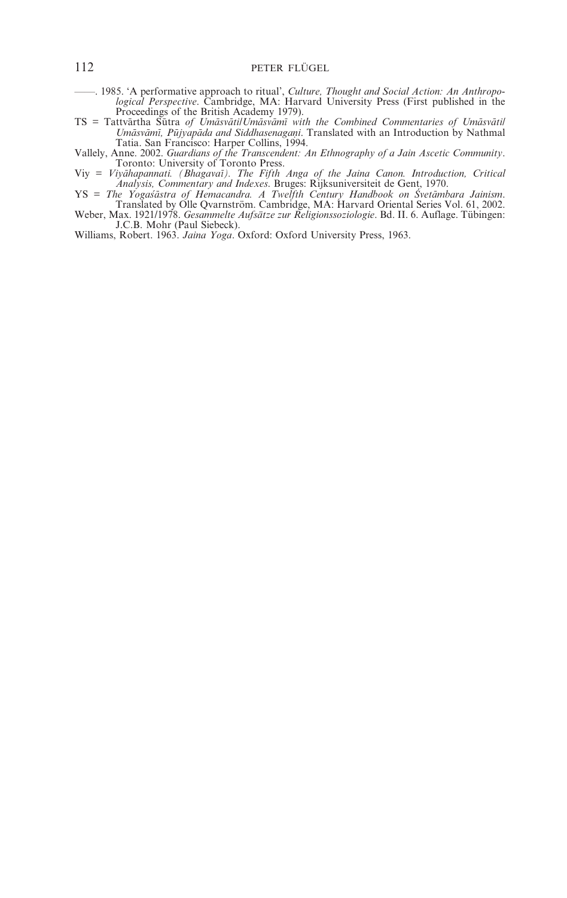——. 1985. 'A performative approach to ritual', *Culture, Thought and Social Action: An Anthropological Perspective*. Cambridge, MA: Harvard University Press (First published in the Proceedings of the British Academy 1979).

TS = Tattvārtha Sūtra *of Umāsvāti/Umāsvāmī with the Combined Commentaries of Umāsvāti/Umāsvāmī, Pūjyapāda and Siddhasenagaṇi*. Translated with an Introduction by Nathmal Tatia. San Francisco: Harper Collins, 1994.

Vallely, Anne. 2002. *Guardians of the Transcendent: An Ethnography of a Jain Ascetic Community*. Toronto: University of Toronto Press.

Viy = *Viyāhapannati. (Bhagavaī). The Fifth Anga of the Jaina Canon. Introduction, Critical Analysis, Commentary and Indexes*. Bruges: Rijksuniversiteit de Gent, 1970.

YS = *The Yogaśāstra of Hemacandra. A Twelfth Century Handbook on Śvetāmbara Jainism*. Translated by Olle Qvarnström. Cambridge, MA: Harvard Oriental Series Vol. 61, 2002.

Weber, Max. 1921/1978. *Gesammelte Aufsätze zur Religionssoziologie*. Bd. II. 6. Auflage. Tübingen: J.C.B. Mohr (Paul Siebeck).

Williams, Robert. 1963. *Jaina Yoga*. Oxford: Oxford University Press, 1963.